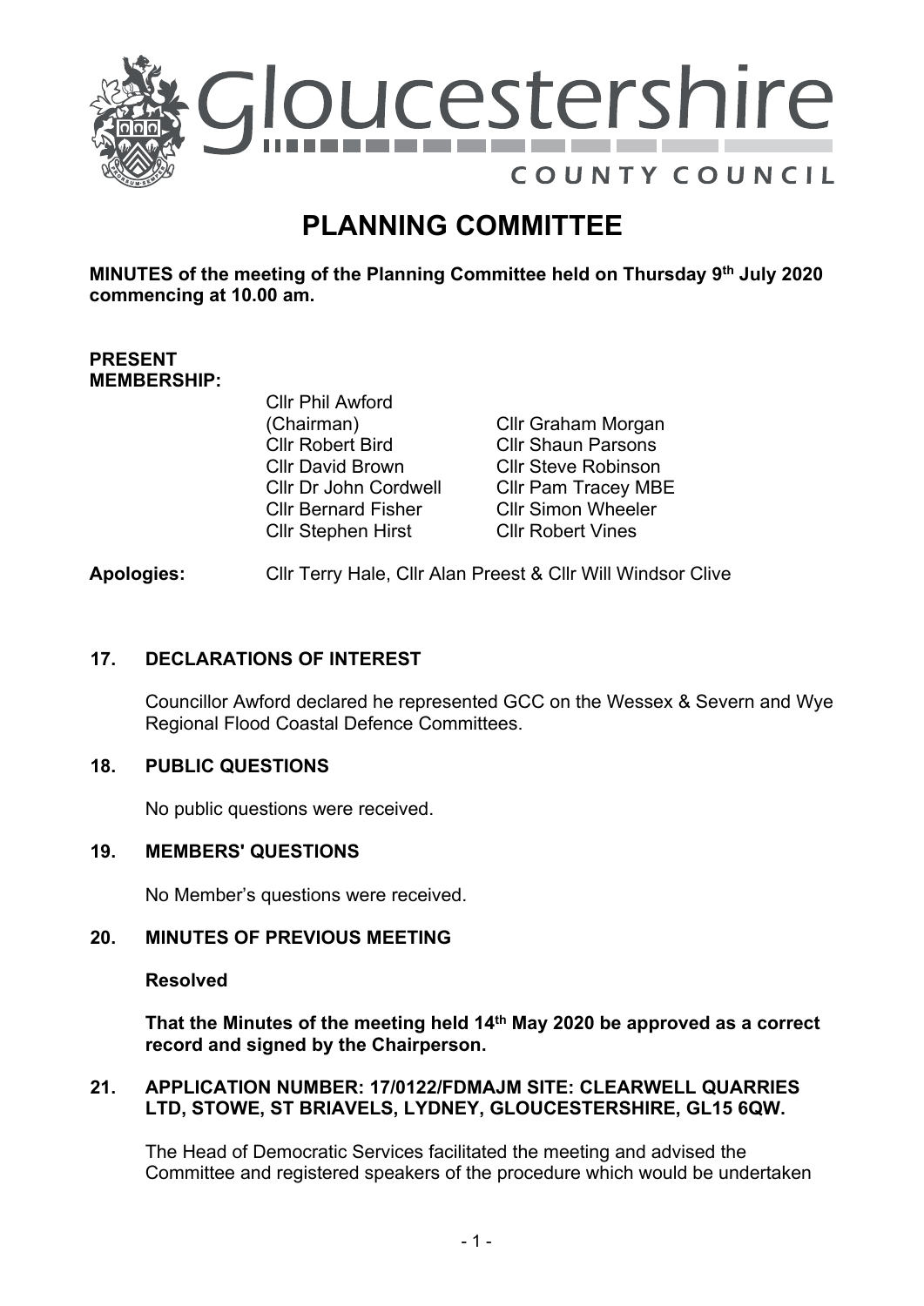Gloucestershire COUNTY COUNCIL

# PLANNING COMMITTEE

**MINUTES of the meeting of the Planning Committee held on Thursday 9th July 2020 commencing at 10.00 am.**

**PRESENT MEMBERSHIP:**

- Cllr Phil Awford (Chairman)
- Cllr Robert Bird
- Cllr David Brown
- Cllr Dr John Cordwell
- Cllr Bernard Fisher
- Cllr Stephen Hirst
- Cllr Graham Morgan
- Cllr Shaun Parsons
- Cllr Steve Robinson
- Cllr Pam Tracey MBE
- Cllr Simon Wheeler
- Cllr Robert Vines

**Apologies:** Cllr Terry Hale, Cllr Alan Preest & Cllr Will Windsor Clive

## 17. DECLARATIONS OF INTEREST

Councillor Awford declared he represented GCC on the Wessex & Severn and Wye Regional Flood Coastal Defence Committees.

## 18. PUBLIC QUESTIONS

No public questions were received.

## 19. MEMBERS' QUESTIONS

No Member's questions were received.

## 20. MINUTES OF PREVIOUS MEETING

**Resolved**

**That the Minutes of the meeting held 14th May 2020 be approved as a correct record and signed by the Chairperson.**

## 21. APPLICATION NUMBER: 17/0122/FDMAJM SITE: CLEARWELL QUARRIES LTD, STOWE, ST BRIAVELS, LYDNEY, GLOUCESTERSHIRE, GL15 6QW.

The Head of Democratic Services facilitated the meeting and advised the Committee and registered speakers of the procedure which would be undertaken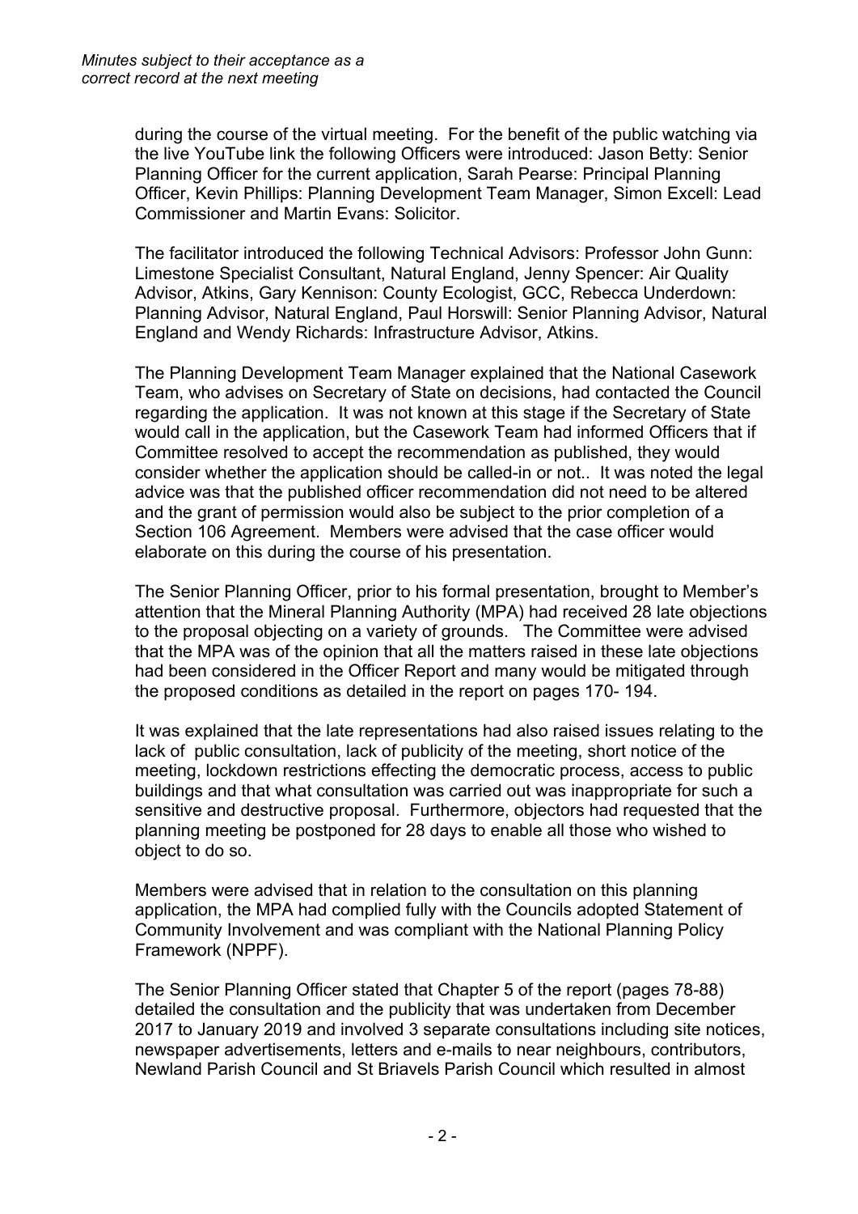during the course of the virtual meeting. For the benefit of the public watching via the live YouTube link the following Officers were introduced: Jason Betty: Senior Planning Officer for the current application, Sarah Pearse: Principal Planning Officer, Kevin Phillips: Planning Development Team Manager, Simon Excell: Lead Commissioner and Martin Evans: Solicitor.

The facilitator introduced the following Technical Advisors: Professor John Gunn: Limestone Specialist Consultant, Natural England, Jenny Spencer: Air Quality Advisor, Atkins, Gary Kennison: County Ecologist, GCC, Rebecca Underdown: Planning Advisor, Natural England, Paul Horswill: Senior Planning Advisor, Natural England and Wendy Richards: Infrastructure Advisor, Atkins.

The Planning Development Team Manager explained that the National Casework Team, who advises on Secretary of State on decisions, had contacted the Council regarding the application. It was not known at this stage if the Secretary of State would call in the application, but the Casework Team had informed Officers that if Committee resolved to accept the recommendation as published, they would consider whether the application should be called-in or not.. It was noted the legal advice was that the published officer recommendation did not need to be altered and the grant of permission would also be subject to the prior completion of a Section 106 Agreement. Members were advised that the case officer would elaborate on this during the course of his presentation.

The Senior Planning Officer, prior to his formal presentation, brought to Member's attention that the Mineral Planning Authority (MPA) had received 28 late objections to the proposal objecting on a variety of grounds. The Committee were advised that the MPA was of the opinion that all the matters raised in these late objections had been considered in the Officer Report and many would be mitigated through the proposed conditions as detailed in the report on pages 170- 194.

It was explained that the late representations had also raised issues relating to the lack of public consultation, lack of publicity of the meeting, short notice of the meeting, lockdown restrictions effecting the democratic process, access to public buildings and that what consultation was carried out was inappropriate for such a sensitive and destructive proposal. Furthermore, objectors had requested that the planning meeting be postponed for 28 days to enable all those who wished to object to do so.

Members were advised that in relation to the consultation on this planning application, the MPA had complied fully with the Councils adopted Statement of Community Involvement and was compliant with the National Planning Policy Framework (NPPF).

The Senior Planning Officer stated that Chapter 5 of the report (pages 78-88) detailed the consultation and the publicity that was undertaken from December 2017 to January 2019 and involved 3 separate consultations including site notices, newspaper advertisements, letters and e-mails to near neighbours, contributors, Newland Parish Council and St Briavels Parish Council which resulted in almost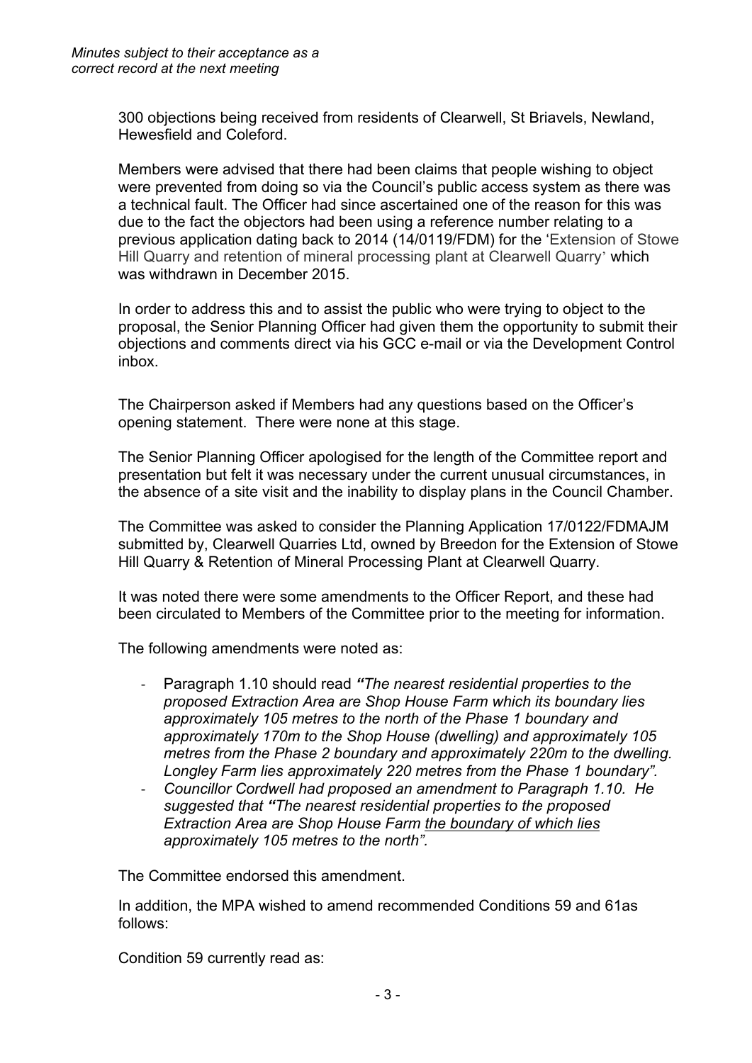300 objections being received from residents of Clearwell, St Briavels, Newland, Hewesfield and Coleford.

Members were advised that there had been claims that people wishing to object were prevented from doing so via the Council's public access system as there was a technical fault. The Officer had since ascertained one of the reason for this was due to the fact the objectors had been using a reference number relating to a previous application dating back to 2014 (14/0119/FDM) for the 'Extension of Stowe Hill Quarry and retention of mineral processing plant at Clearwell Quarry' which was withdrawn in December 2015.

In order to address this and to assist the public who were trying to object to the proposal, the Senior Planning Officer had given them the opportunity to submit their objections and comments direct via his GCC e-mail or via the Development Control inbox.

The Chairperson asked if Members had any questions based on the Officer's opening statement. There were none at this stage.

The Senior Planning Officer apologised for the length of the Committee report and presentation but felt it was necessary under the current unusual circumstances, in the absence of a site visit and the inability to display plans in the Council Chamber.

The Committee was asked to consider the Planning Application 17/0122/FDMAJM submitted by, Clearwell Quarries Ltd, owned by Breedon for the Extension of Stowe Hill Quarry & Retention of Mineral Processing Plant at Clearwell Quarry.

It was noted there were some amendments to the Officer Report, and these had been circulated to Members of the Committee prior to the meeting for information.

The following amendments were noted as:

- Paragraph 1.10 should read ***"****The nearest residential properties to the proposed Extraction Area are Shop House Farm which its boundary lies approximately 105 metres to the north of the Phase 1 boundary and approximately 170m to the Shop House (dwelling) and approximately 105 metres from the Phase 2 boundary and approximately 220m to the dwelling. Longley Farm lies approximately 220 metres from the Phase 1 boundary".*
- *Councillor Cordwell had proposed an amendment to Paragraph 1.10. He suggested that* ***"****The nearest residential properties to the proposed Extraction Area are Shop House Farm <u>the boundary of which lies</u> approximately 105 metres to the north".*

The Committee endorsed this amendment.

In addition, the MPA wished to amend recommended Conditions 59 and 61as follows:

Condition 59 currently read as: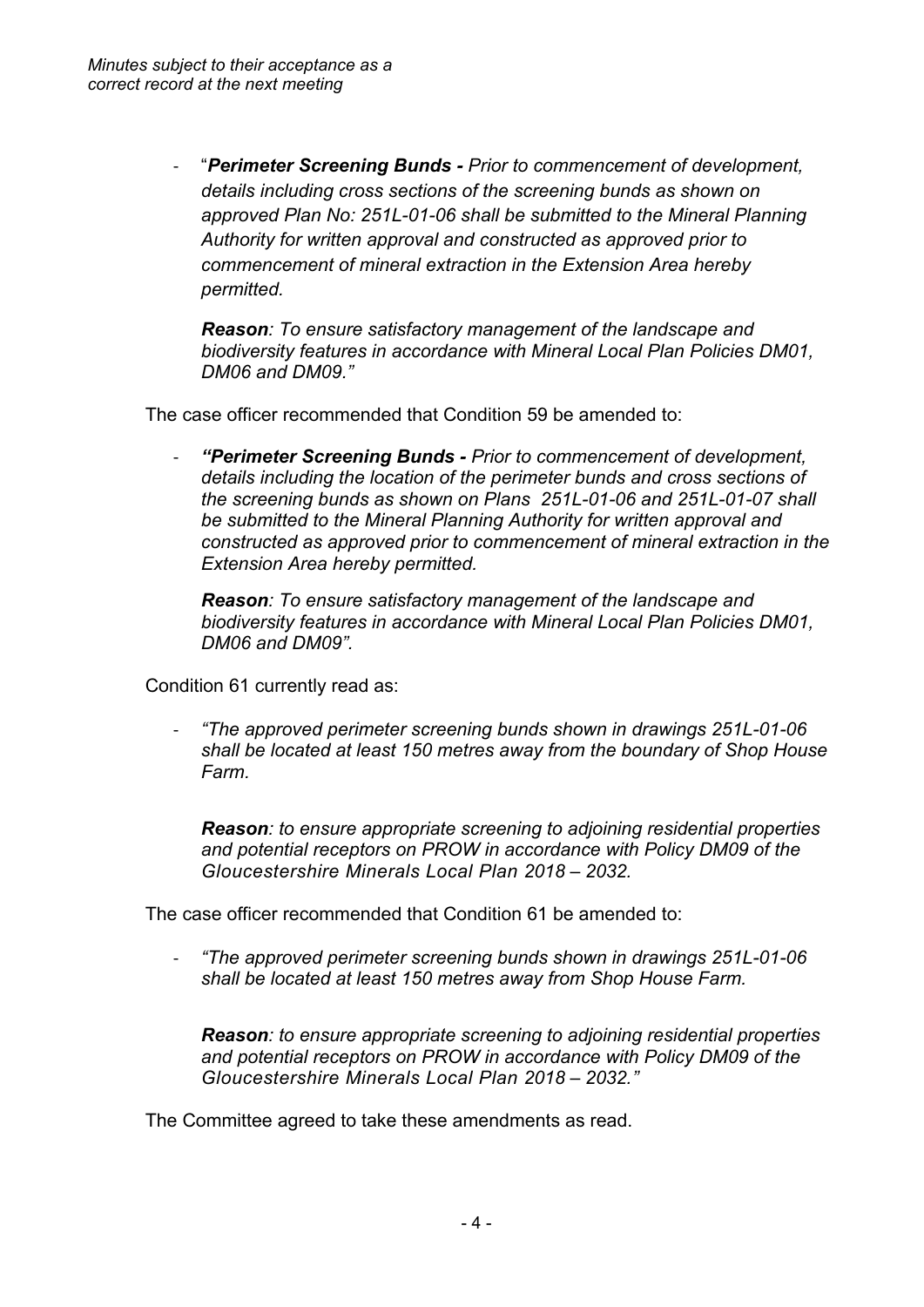- "***Perimeter Screening Bunds -*** *Prior to commencement of development, details including cross sections of the screening bunds as shown on approved Plan No: 251L-01-06 shall be submitted to the Mineral Planning Authority for written approval and constructed as approved prior to commencement of mineral extraction in the Extension Area hereby permitted.*

  ***Reason****: To ensure satisfactory management of the landscape and biodiversity features in accordance with Mineral Local Plan Policies DM01, DM06 and DM09."*

The case officer recommended that Condition 59 be amended to:

- ***"Perimeter Screening Bunds -*** *Prior to commencement of development, details including the location of the perimeter bunds and cross sections of the screening bunds as shown on Plans 251L-01-06 and 251L-01-07 shall be submitted to the Mineral Planning Authority for written approval and constructed as approved prior to commencement of mineral extraction in the Extension Area hereby permitted.*

  ***Reason****: To ensure satisfactory management of the landscape and biodiversity features in accordance with Mineral Local Plan Policies DM01, DM06 and DM09".*

Condition 61 currently read as:

- *"The approved perimeter screening bunds shown in drawings 251L-01-06 shall be located at least 150 metres away from the boundary of Shop House Farm.*

  ***Reason****: to ensure appropriate screening to adjoining residential properties and potential receptors on PROW in accordance with Policy DM09 of the Gloucestershire Minerals Local Plan 2018 – 2032.*

The case officer recommended that Condition 61 be amended to:

- *"The approved perimeter screening bunds shown in drawings 251L-01-06 shall be located at least 150 metres away from Shop House Farm.*

  ***Reason****: to ensure appropriate screening to adjoining residential properties and potential receptors on PROW in accordance with Policy DM09 of the Gloucestershire Minerals Local Plan 2018 – 2032."*

The Committee agreed to take these amendments as read.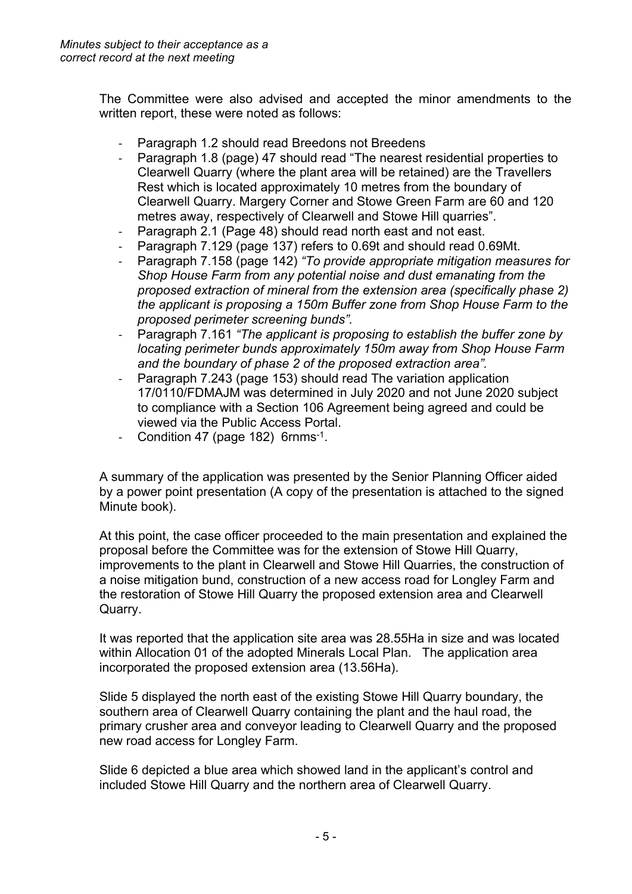*Minutes subject to their acceptance as a correct record at the next meeting*

The Committee were also advised and accepted the minor amendments to the written report, these were noted as follows:

- Paragraph 1.2 should read Breedons not Breedens
- Paragraph 1.8 (page) 47 should read "The nearest residential properties to Clearwell Quarry (where the plant area will be retained) are the Travellers Rest which is located approximately 10 metres from the boundary of Clearwell Quarry. Margery Corner and Stowe Green Farm are 60 and 120 metres away, respectively of Clearwell and Stowe Hill quarries".
- Paragraph 2.1 (Page 48) should read north east and not east.
- Paragraph 7.129 (page 137) refers to 0.69t and should read 0.69Mt.
- Paragraph 7.158 (page 142) *"To provide appropriate mitigation measures for Shop House Farm from any potential noise and dust emanating from the proposed extraction of mineral from the extension area (specifically phase 2) the applicant is proposing a 150m Buffer zone from Shop House Farm to the proposed perimeter screening bunds".*
- Paragraph 7.161 *"The applicant is proposing to establish the buffer zone by locating perimeter bunds approximately 150m away from Shop House Farm and the boundary of phase 2 of the proposed extraction area".*
- Paragraph 7.243 (page 153) should read The variation application 17/0110/FDMAJM was determined in July 2020 and not June 2020 subject to compliance with a Section 106 Agreement being agreed and could be viewed via the Public Access Portal.
- Condition 47 (page 182) 6rnms$^{-1}$.

A summary of the application was presented by the Senior Planning Officer aided by a power point presentation (A copy of the presentation is attached to the signed Minute book).

At this point, the case officer proceeded to the main presentation and explained the proposal before the Committee was for the extension of Stowe Hill Quarry, improvements to the plant in Clearwell and Stowe Hill Quarries, the construction of a noise mitigation bund, construction of a new access road for Longley Farm and the restoration of Stowe Hill Quarry the proposed extension area and Clearwell Quarry.

It was reported that the application site area was 28.55Ha in size and was located within Allocation 01 of the adopted Minerals Local Plan. The application area incorporated the proposed extension area (13.56Ha).

Slide 5 displayed the north east of the existing Stowe Hill Quarry boundary, the southern area of Clearwell Quarry containing the plant and the haul road, the primary crusher area and conveyor leading to Clearwell Quarry and the proposed new road access for Longley Farm.

Slide 6 depicted a blue area which showed land in the applicant's control and included Stowe Hill Quarry and the northern area of Clearwell Quarry.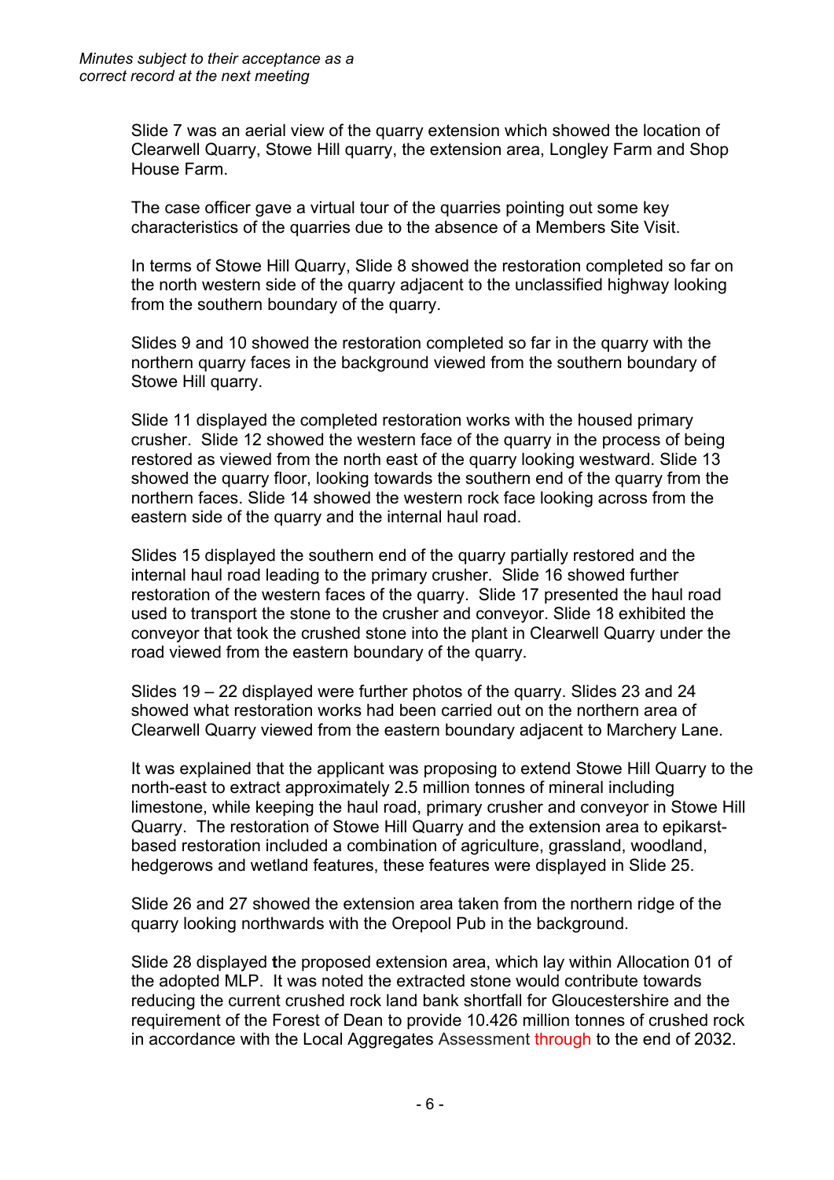*Minutes subject to their acceptance as a correct record at the next meeting*

Slide 7 was an aerial view of the quarry extension which showed the location of Clearwell Quarry, Stowe Hill quarry, the extension area, Longley Farm and Shop House Farm.

The case officer gave a virtual tour of the quarries pointing out some key characteristics of the quarries due to the absence of a Members Site Visit.

In terms of Stowe Hill Quarry, Slide 8 showed the restoration completed so far on the north western side of the quarry adjacent to the unclassified highway looking from the southern boundary of the quarry.

Slides 9 and 10 showed the restoration completed so far in the quarry with the northern quarry faces in the background viewed from the southern boundary of Stowe Hill quarry.

Slide 11 displayed the completed restoration works with the housed primary crusher. Slide 12 showed the western face of the quarry in the process of being restored as viewed from the north east of the quarry looking westward. Slide 13 showed the quarry floor, looking towards the southern end of the quarry from the northern faces. Slide 14 showed the western rock face looking across from the eastern side of the quarry and the internal haul road.

Slides 15 displayed the southern end of the quarry partially restored and the internal haul road leading to the primary crusher. Slide 16 showed further restoration of the western faces of the quarry. Slide 17 presented the haul road used to transport the stone to the crusher and conveyor. Slide 18 exhibited the conveyor that took the crushed stone into the plant in Clearwell Quarry under the road viewed from the eastern boundary of the quarry.

Slides 19 – 22 displayed were further photos of the quarry. Slides 23 and 24 showed what restoration works had been carried out on the northern area of Clearwell Quarry viewed from the eastern boundary adjacent to Marchery Lane.

It was explained that the applicant was proposing to extend Stowe Hill Quarry to the north-east to extract approximately 2.5 million tonnes of mineral including limestone, while keeping the haul road, primary crusher and conveyor in Stowe Hill Quarry. The restoration of Stowe Hill Quarry and the extension area to epikarst-based restoration included a combination of agriculture, grassland, woodland, hedgerows and wetland features, these features were displayed in Slide 25.

Slide 26 and 27 showed the extension area taken from the northern ridge of the quarry looking northwards with the Orepool Pub in the background.

Slide 28 displayed the proposed extension area, which lay within Allocation 01 of the adopted MLP. It was noted the extracted stone would contribute towards reducing the current crushed rock land bank shortfall for Gloucestershire and the requirement of the Forest of Dean to provide 10.426 million tonnes of crushed rock in accordance with the Local Aggregates Assessment through to the end of 2032.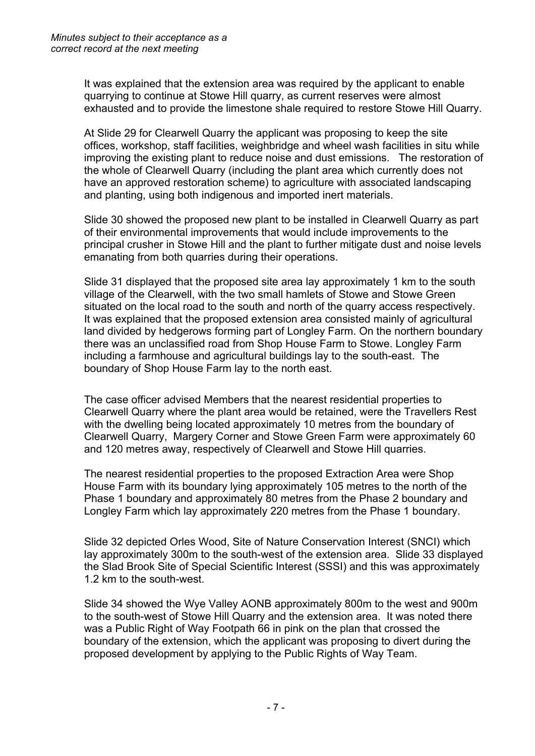It was explained that the extension area was required by the applicant to enable quarrying to continue at Stowe Hill quarry, as current reserves were almost exhausted and to provide the limestone shale required to restore Stowe Hill Quarry.

At Slide 29 for Clearwell Quarry the applicant was proposing to keep the site offices, workshop, staff facilities, weighbridge and wheel wash facilities in situ while improving the existing plant to reduce noise and dust emissions. The restoration of the whole of Clearwell Quarry (including the plant area which currently does not have an approved restoration scheme) to agriculture with associated landscaping and planting, using both indigenous and imported inert materials.

Slide 30 showed the proposed new plant to be installed in Clearwell Quarry as part of their environmental improvements that would include improvements to the principal crusher in Stowe Hill and the plant to further mitigate dust and noise levels emanating from both quarries during their operations.

Slide 31 displayed that the proposed site area lay approximately 1 km to the south village of the Clearwell, with the two small hamlets of Stowe and Stowe Green situated on the local road to the south and north of the quarry access respectively. It was explained that the proposed extension area consisted mainly of agricultural land divided by hedgerows forming part of Longley Farm. On the northern boundary there was an unclassified road from Shop House Farm to Stowe. Longley Farm including a farmhouse and agricultural buildings lay to the south-east. The boundary of Shop House Farm lay to the north east.

The case officer advised Members that the nearest residential properties to Clearwell Quarry where the plant area would be retained, were the Travellers Rest with the dwelling being located approximately 10 metres from the boundary of Clearwell Quarry, Margery Corner and Stowe Green Farm were approximately 60 and 120 metres away, respectively of Clearwell and Stowe Hill quarries.

The nearest residential properties to the proposed Extraction Area were Shop House Farm with its boundary lying approximately 105 metres to the north of the Phase 1 boundary and approximately 80 metres from the Phase 2 boundary and Longley Farm which lay approximately 220 metres from the Phase 1 boundary.

Slide 32 depicted Orles Wood, Site of Nature Conservation Interest (SNCI) which lay approximately 300m to the south-west of the extension area. Slide 33 displayed the Slad Brook Site of Special Scientific Interest (SSSI) and this was approximately 1.2 km to the south-west.

Slide 34 showed the Wye Valley AONB approximately 800m to the west and 900m to the south-west of Stowe Hill Quarry and the extension area. It was noted there was a Public Right of Way Footpath 66 in pink on the plan that crossed the boundary of the extension, which the applicant was proposing to divert during the proposed development by applying to the Public Rights of Way Team.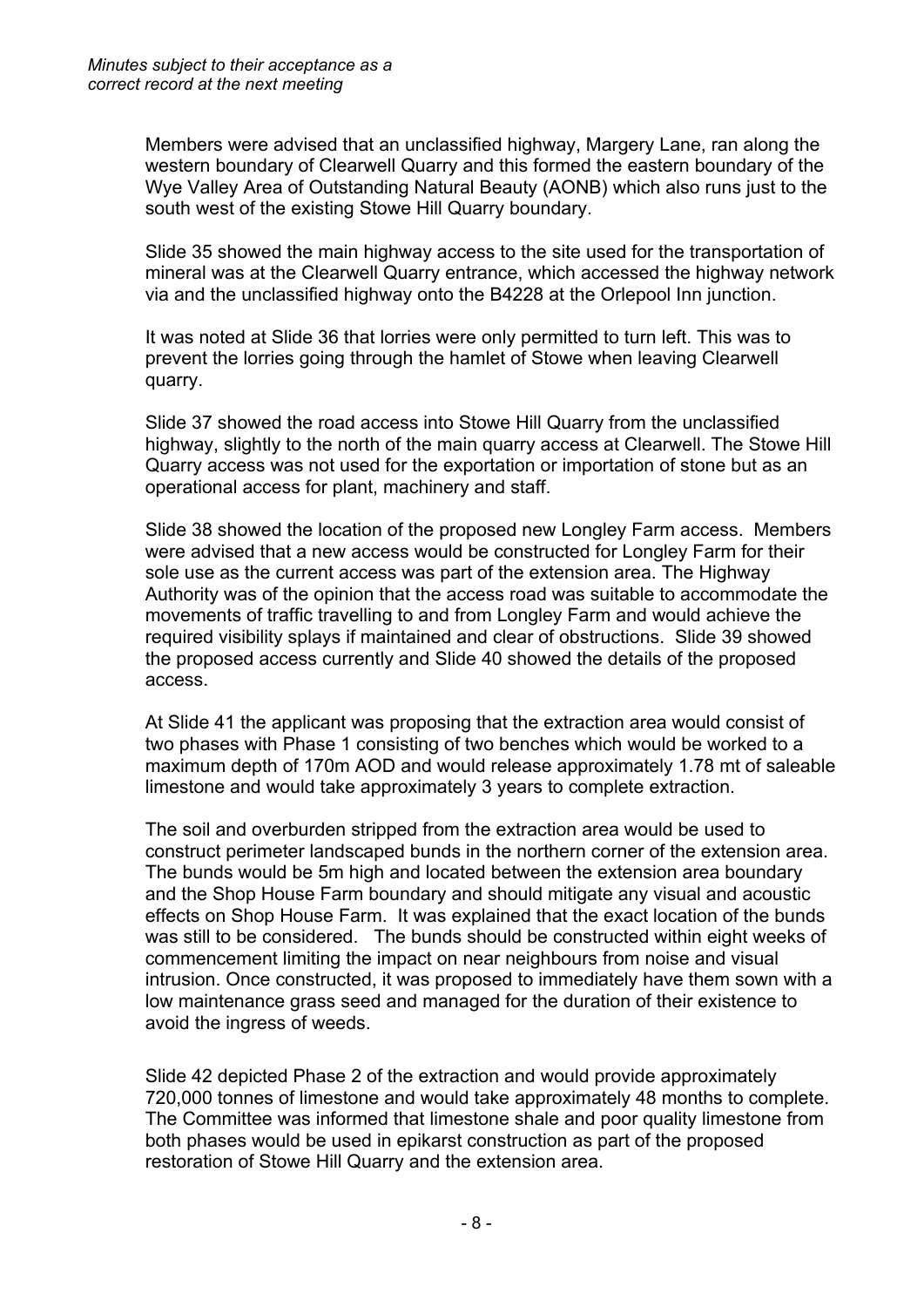*Minutes subject to their acceptance as a correct record at the next meeting*

Members were advised that an unclassified highway, Margery Lane, ran along the western boundary of Clearwell Quarry and this formed the eastern boundary of the Wye Valley Area of Outstanding Natural Beauty (AONB) which also runs just to the south west of the existing Stowe Hill Quarry boundary.

Slide 35 showed the main highway access to the site used for the transportation of mineral was at the Clearwell Quarry entrance, which accessed the highway network via and the unclassified highway onto the B4228 at the Orlepool Inn junction.

It was noted at Slide 36 that lorries were only permitted to turn left. This was to prevent the lorries going through the hamlet of Stowe when leaving Clearwell quarry.

Slide 37 showed the road access into Stowe Hill Quarry from the unclassified highway, slightly to the north of the main quarry access at Clearwell. The Stowe Hill Quarry access was not used for the exportation or importation of stone but as an operational access for plant, machinery and staff.

Slide 38 showed the location of the proposed new Longley Farm access. Members were advised that a new access would be constructed for Longley Farm for their sole use as the current access was part of the extension area. The Highway Authority was of the opinion that the access road was suitable to accommodate the movements of traffic travelling to and from Longley Farm and would achieve the required visibility splays if maintained and clear of obstructions. Slide 39 showed the proposed access currently and Slide 40 showed the details of the proposed access.

At Slide 41 the applicant was proposing that the extraction area would consist of two phases with Phase 1 consisting of two benches which would be worked to a maximum depth of 170m AOD and would release approximately 1.78 mt of saleable limestone and would take approximately 3 years to complete extraction.

The soil and overburden stripped from the extraction area would be used to construct perimeter landscaped bunds in the northern corner of the extension area. The bunds would be 5m high and located between the extension area boundary and the Shop House Farm boundary and should mitigate any visual and acoustic effects on Shop House Farm. It was explained that the exact location of the bunds was still to be considered. The bunds should be constructed within eight weeks of commencement limiting the impact on near neighbours from noise and visual intrusion. Once constructed, it was proposed to immediately have them sown with a low maintenance grass seed and managed for the duration of their existence to avoid the ingress of weeds.

Slide 42 depicted Phase 2 of the extraction and would provide approximately 720,000 tonnes of limestone and would take approximately 48 months to complete. The Committee was informed that limestone shale and poor quality limestone from both phases would be used in epikarst construction as part of the proposed restoration of Stowe Hill Quarry and the extension area.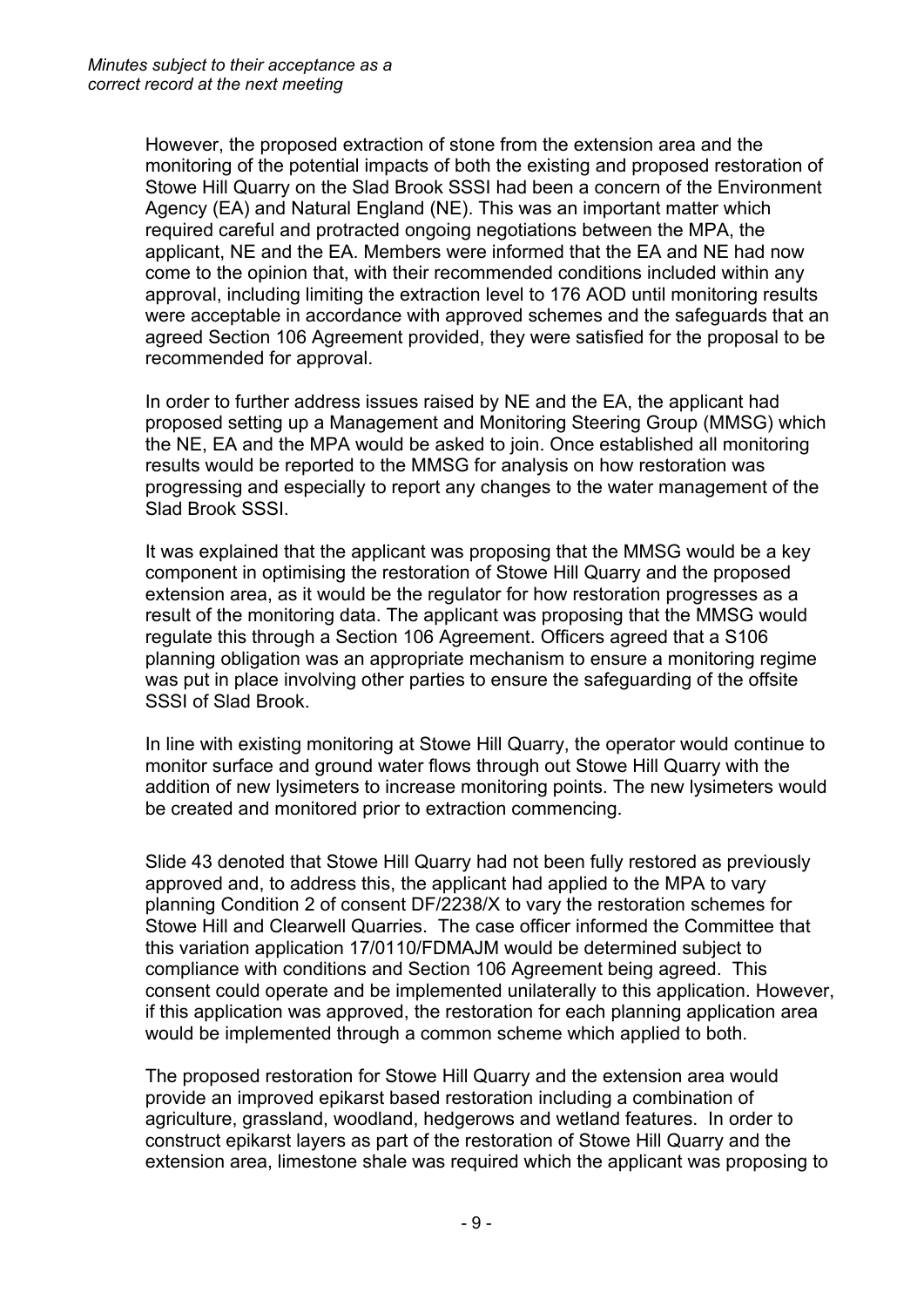However, the proposed extraction of stone from the extension area and the monitoring of the potential impacts of both the existing and proposed restoration of Stowe Hill Quarry on the Slad Brook SSSI had been a concern of the Environment Agency (EA) and Natural England (NE). This was an important matter which required careful and protracted ongoing negotiations between the MPA, the applicant, NE and the EA. Members were informed that the EA and NE had now come to the opinion that, with their recommended conditions included within any approval, including limiting the extraction level to 176 AOD until monitoring results were acceptable in accordance with approved schemes and the safeguards that an agreed Section 106 Agreement provided, they were satisfied for the proposal to be recommended for approval.

In order to further address issues raised by NE and the EA, the applicant had proposed setting up a Management and Monitoring Steering Group (MMSG) which the NE, EA and the MPA would be asked to join. Once established all monitoring results would be reported to the MMSG for analysis on how restoration was progressing and especially to report any changes to the water management of the Slad Brook SSSI.

It was explained that the applicant was proposing that the MMSG would be a key component in optimising the restoration of Stowe Hill Quarry and the proposed extension area, as it would be the regulator for how restoration progresses as a result of the monitoring data. The applicant was proposing that the MMSG would regulate this through a Section 106 Agreement. Officers agreed that a S106 planning obligation was an appropriate mechanism to ensure a monitoring regime was put in place involving other parties to ensure the safeguarding of the offsite SSSI of Slad Brook.

In line with existing monitoring at Stowe Hill Quarry, the operator would continue to monitor surface and ground water flows through out Stowe Hill Quarry with the addition of new lysimeters to increase monitoring points. The new lysimeters would be created and monitored prior to extraction commencing.

Slide 43 denoted that Stowe Hill Quarry had not been fully restored as previously approved and, to address this, the applicant had applied to the MPA to vary planning Condition 2 of consent DF/2238/X to vary the restoration schemes for Stowe Hill and Clearwell Quarries. The case officer informed the Committee that this variation application 17/0110/FDMAJM would be determined subject to compliance with conditions and Section 106 Agreement being agreed. This consent could operate and be implemented unilaterally to this application. However, if this application was approved, the restoration for each planning application area would be implemented through a common scheme which applied to both.

The proposed restoration for Stowe Hill Quarry and the extension area would provide an improved epikarst based restoration including a combination of agriculture, grassland, woodland, hedgerows and wetland features. In order to construct epikarst layers as part of the restoration of Stowe Hill Quarry and the extension area, limestone shale was required which the applicant was proposing to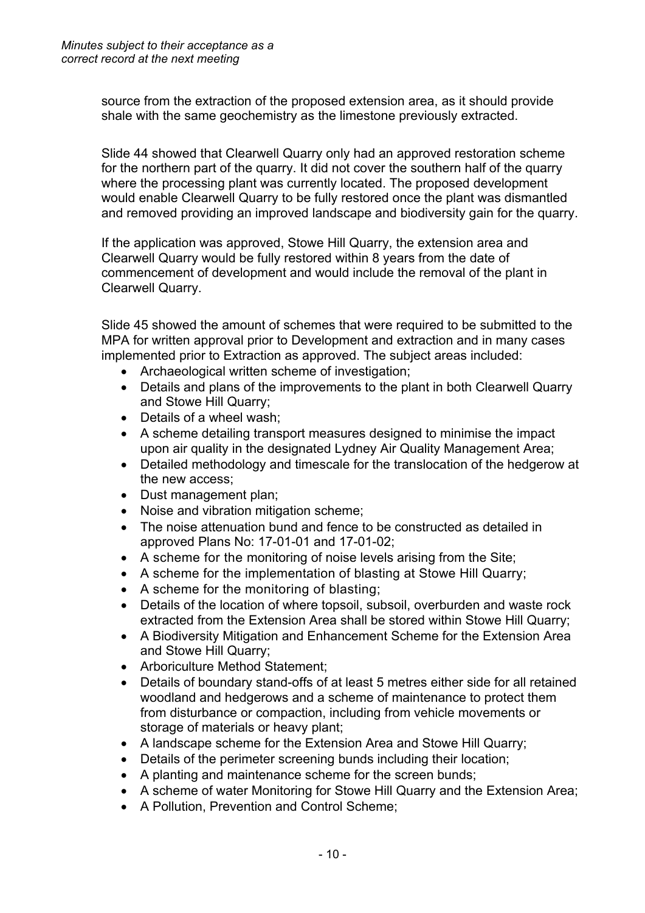source from the extraction of the proposed extension area, as it should provide shale with the same geochemistry as the limestone previously extracted.

Slide 44 showed that Clearwell Quarry only had an approved restoration scheme for the northern part of the quarry. It did not cover the southern half of the quarry where the processing plant was currently located. The proposed development would enable Clearwell Quarry to be fully restored once the plant was dismantled and removed providing an improved landscape and biodiversity gain for the quarry.

If the application was approved, Stowe Hill Quarry, the extension area and Clearwell Quarry would be fully restored within 8 years from the date of commencement of development and would include the removal of the plant in Clearwell Quarry.

Slide 45 showed the amount of schemes that were required to be submitted to the MPA for written approval prior to Development and extraction and in many cases implemented prior to Extraction as approved. The subject areas included:

- Archaeological written scheme of investigation;
- Details and plans of the improvements to the plant in both Clearwell Quarry and Stowe Hill Quarry;
- Details of a wheel wash;
- A scheme detailing transport measures designed to minimise the impact upon air quality in the designated Lydney Air Quality Management Area;
- Detailed methodology and timescale for the translocation of the hedgerow at the new access;
- Dust management plan;
- Noise and vibration mitigation scheme;
- The noise attenuation bund and fence to be constructed as detailed in approved Plans No: 17-01-01 and 17-01-02;
- A scheme for the monitoring of noise levels arising from the Site;
- A scheme for the implementation of blasting at Stowe Hill Quarry;
- A scheme for the monitoring of blasting;
- Details of the location of where topsoil, subsoil, overburden and waste rock extracted from the Extension Area shall be stored within Stowe Hill Quarry;
- A Biodiversity Mitigation and Enhancement Scheme for the Extension Area and Stowe Hill Quarry;
- Arboriculture Method Statement;
- Details of boundary stand-offs of at least 5 metres either side for all retained woodland and hedgerows and a scheme of maintenance to protect them from disturbance or compaction, including from vehicle movements or storage of materials or heavy plant;
- A landscape scheme for the Extension Area and Stowe Hill Quarry;
- Details of the perimeter screening bunds including their location;
- A planting and maintenance scheme for the screen bunds;
- A scheme of water Monitoring for Stowe Hill Quarry and the Extension Area;
- A Pollution, Prevention and Control Scheme;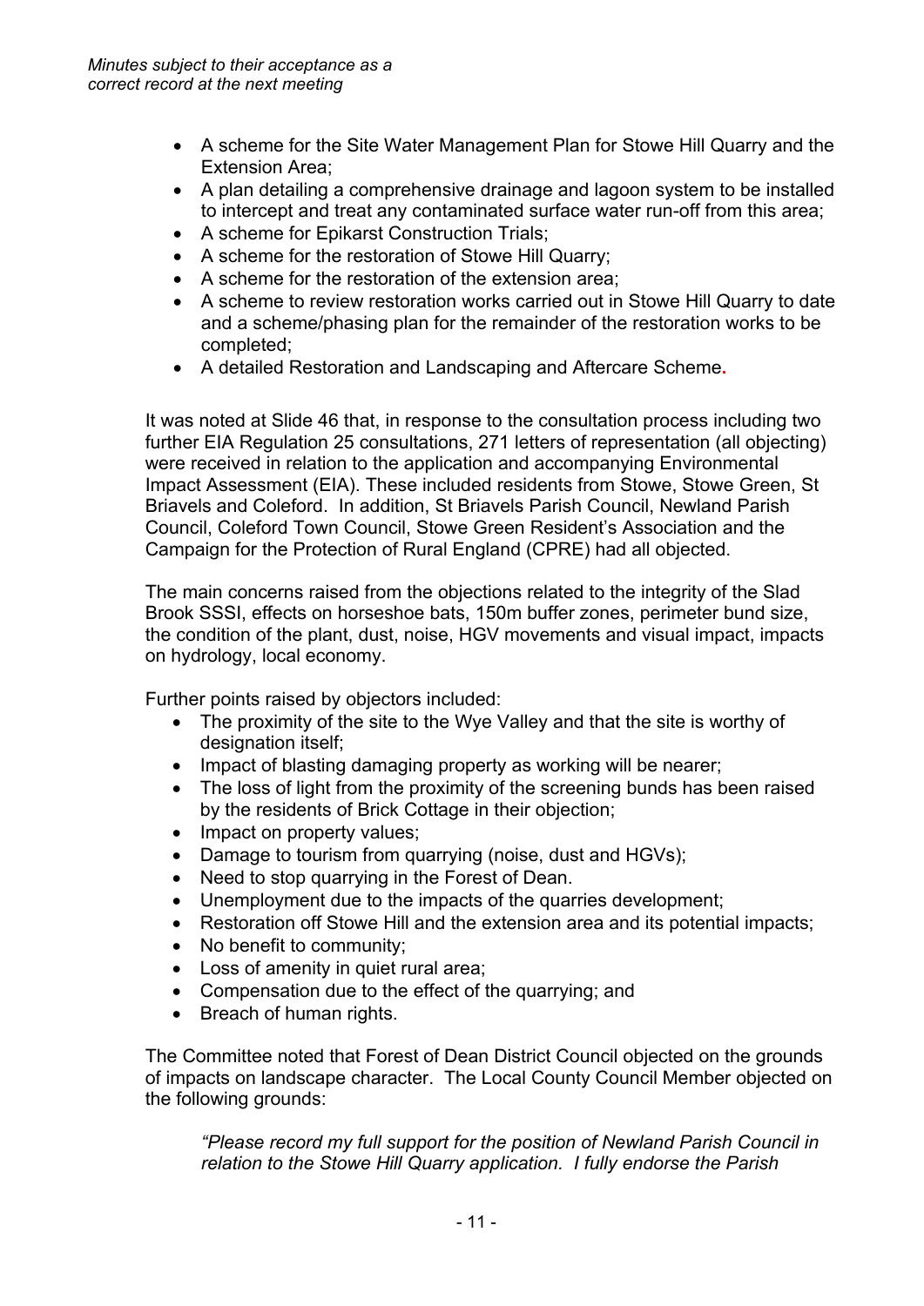- A scheme for the Site Water Management Plan for Stowe Hill Quarry and the Extension Area;
- A plan detailing a comprehensive drainage and lagoon system to be installed to intercept and treat any contaminated surface water run-off from this area;
- A scheme for Epikarst Construction Trials;
- A scheme for the restoration of Stowe Hill Quarry;
- A scheme for the restoration of the extension area;
- A scheme to review restoration works carried out in Stowe Hill Quarry to date and a scheme/phasing plan for the remainder of the restoration works to be completed;
- A detailed Restoration and Landscaping and Aftercare Scheme.

It was noted at Slide 46 that, in response to the consultation process including two further EIA Regulation 25 consultations, 271 letters of representation (all objecting) were received in relation to the application and accompanying Environmental Impact Assessment (EIA). These included residents from Stowe, Stowe Green, St Briavels and Coleford. In addition, St Briavels Parish Council, Newland Parish Council, Coleford Town Council, Stowe Green Resident's Association and the Campaign for the Protection of Rural England (CPRE) had all objected.

The main concerns raised from the objections related to the integrity of the Slad Brook SSSI, effects on horseshoe bats, 150m buffer zones, perimeter bund size, the condition of the plant, dust, noise, HGV movements and visual impact, impacts on hydrology, local economy.

Further points raised by objectors included:

- The proximity of the site to the Wye Valley and that the site is worthy of designation itself;
- Impact of blasting damaging property as working will be nearer;
- The loss of light from the proximity of the screening bunds has been raised by the residents of Brick Cottage in their objection;
- Impact on property values;
- Damage to tourism from quarrying (noise, dust and HGVs);
- Need to stop quarrying in the Forest of Dean.
- Unemployment due to the impacts of the quarries development;
- Restoration off Stowe Hill and the extension area and its potential impacts;
- No benefit to community;
- Loss of amenity in quiet rural area;
- Compensation due to the effect of the quarrying; and
- Breach of human rights.

The Committee noted that Forest of Dean District Council objected on the grounds of impacts on landscape character. The Local County Council Member objected on the following grounds:

> *"Please record my full support for the position of Newland Parish Council in relation to the Stowe Hill Quarry application. I fully endorse the Parish*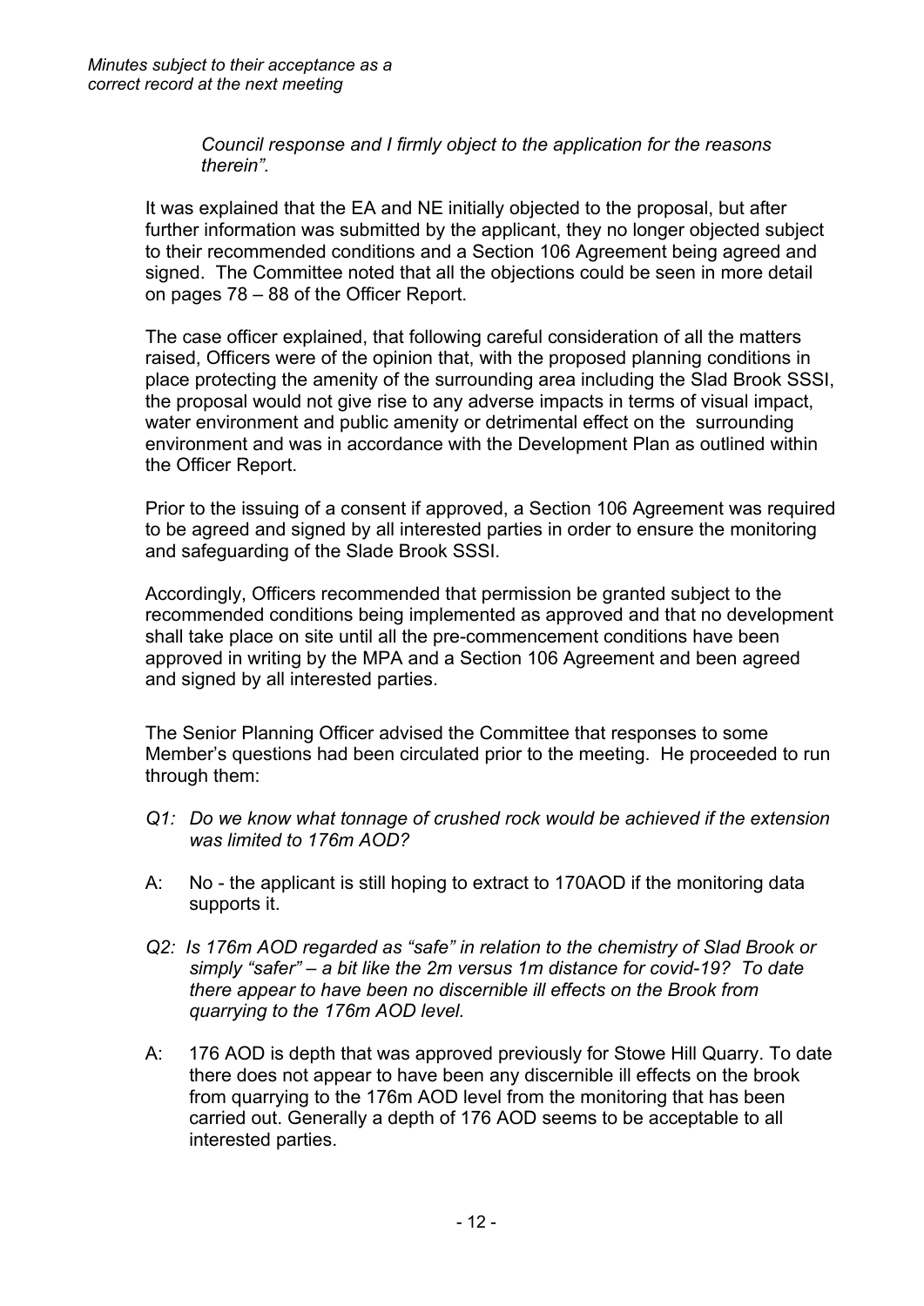*Council response and I firmly object to the application for the reasons therein".*

It was explained that the EA and NE initially objected to the proposal, but after further information was submitted by the applicant, they no longer objected subject to their recommended conditions and a Section 106 Agreement being agreed and signed. The Committee noted that all the objections could be seen in more detail on pages 78 – 88 of the Officer Report.

The case officer explained, that following careful consideration of all the matters raised, Officers were of the opinion that, with the proposed planning conditions in place protecting the amenity of the surrounding area including the Slad Brook SSSI, the proposal would not give rise to any adverse impacts in terms of visual impact, water environment and public amenity or detrimental effect on the surrounding environment and was in accordance with the Development Plan as outlined within the Officer Report.

Prior to the issuing of a consent if approved, a Section 106 Agreement was required to be agreed and signed by all interested parties in order to ensure the monitoring and safeguarding of the Slade Brook SSSI.

Accordingly, Officers recommended that permission be granted subject to the recommended conditions being implemented as approved and that no development shall take place on site until all the pre-commencement conditions have been approved in writing by the MPA and a Section 106 Agreement and been agreed and signed by all interested parties.

The Senior Planning Officer advised the Committee that responses to some Member's questions had been circulated prior to the meeting. He proceeded to run through them:

*Q1: Do we know what tonnage of crushed rock would be achieved if the extension was limited to 176m AOD?*

A: No - the applicant is still hoping to extract to 170AOD if the monitoring data supports it.

*Q2: Is 176m AOD regarded as "safe" in relation to the chemistry of Slad Brook or simply "safer" – a bit like the 2m versus 1m distance for covid-19? To date there appear to have been no discernible ill effects on the Brook from quarrying to the 176m AOD level.*

A: 176 AOD is depth that was approved previously for Stowe Hill Quarry. To date there does not appear to have been any discernible ill effects on the brook from quarrying to the 176m AOD level from the monitoring that has been carried out. Generally a depth of 176 AOD seems to be acceptable to all interested parties.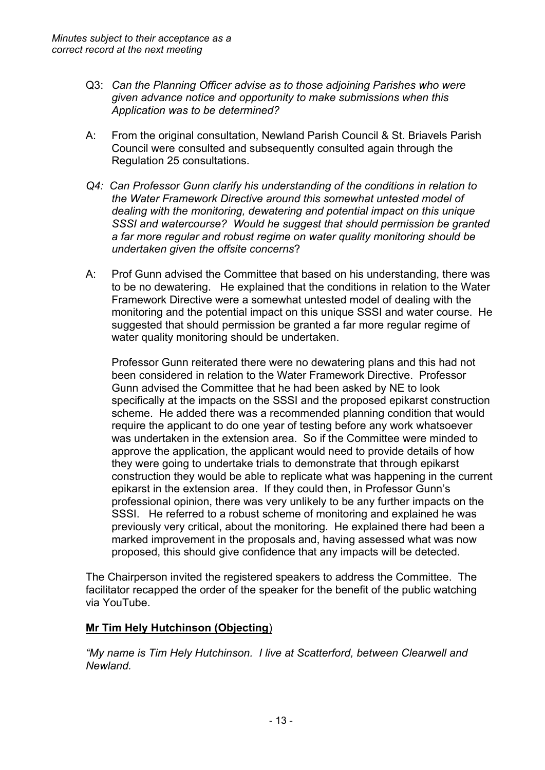*Minutes subject to their acceptance as a correct record at the next meeting*

Q3: *Can the Planning Officer advise as to those adjoining Parishes who were given advance notice and opportunity to make submissions when this Application was to be determined?*

A: From the original consultation, Newland Parish Council & St. Briavels Parish Council were consulted and subsequently consulted again through the Regulation 25 consultations.

*Q4: Can Professor Gunn clarify his understanding of the conditions in relation to the Water Framework Directive around this somewhat untested model of dealing with the monitoring, dewatering and potential impact on this unique SSSI and watercourse? Would he suggest that should permission be granted a far more regular and robust regime on water quality monitoring should be undertaken given the offsite concerns*?

A: Prof Gunn advised the Committee that based on his understanding, there was to be no dewatering. He explained that the conditions in relation to the Water Framework Directive were a somewhat untested model of dealing with the monitoring and the potential impact on this unique SSSI and water course. He suggested that should permission be granted a far more regular regime of water quality monitoring should be undertaken.

Professor Gunn reiterated there were no dewatering plans and this had not been considered in relation to the Water Framework Directive. Professor Gunn advised the Committee that he had been asked by NE to look specifically at the impacts on the SSSI and the proposed epikarst construction scheme. He added there was a recommended planning condition that would require the applicant to do one year of testing before any work whatsoever was undertaken in the extension area. So if the Committee were minded to approve the application, the applicant would need to provide details of how they were going to undertake trials to demonstrate that through epikarst construction they would be able to replicate what was happening in the current epikarst in the extension area. If they could then, in Professor Gunn's professional opinion, there was very unlikely to be any further impacts on the SSSI. He referred to a robust scheme of monitoring and explained he was previously very critical, about the monitoring. He explained there had been a marked improvement in the proposals and, having assessed what was now proposed, this should give confidence that any impacts will be detected.

The Chairperson invited the registered speakers to address the Committee. The facilitator recapped the order of the speaker for the benefit of the public watching via YouTube.

**<u>Mr Tim Hely Hutchinson (Objecting</u>**)

*"My name is Tim Hely Hutchinson. I live at Scatterford, between Clearwell and Newland.*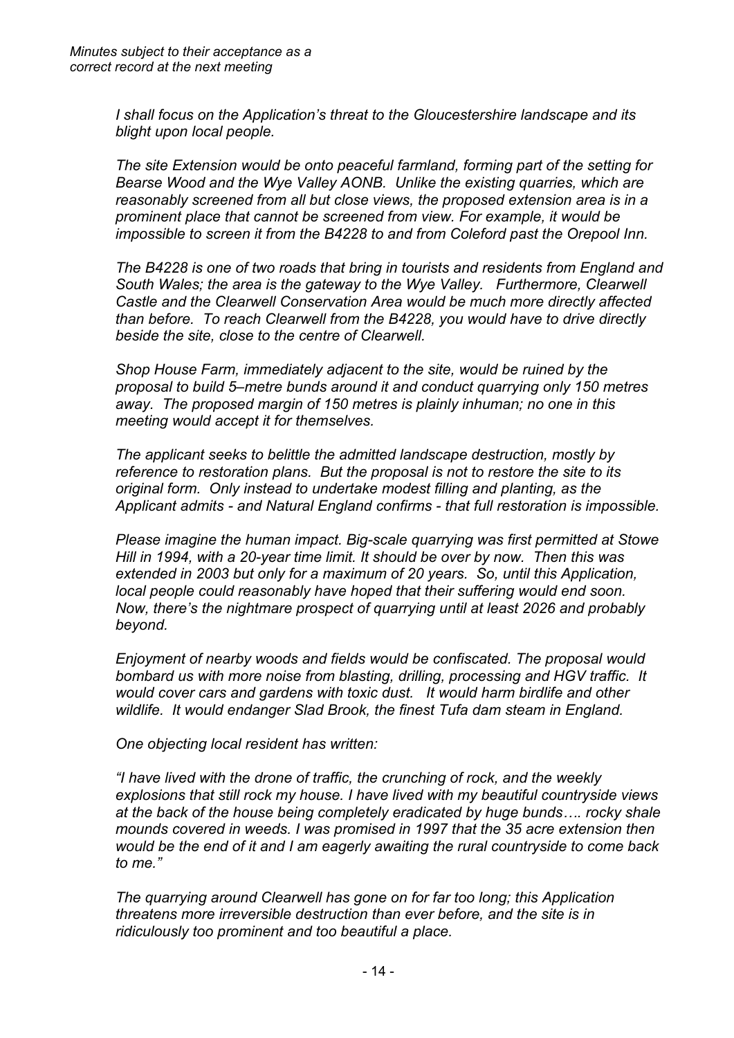*Minutes subject to their acceptance as a correct record at the next meeting*

*I shall focus on the Application's threat to the Gloucestershire landscape and its blight upon local people.*

*The site Extension would be onto peaceful farmland, forming part of the setting for Bearse Wood and the Wye Valley AONB. Unlike the existing quarries, which are reasonably screened from all but close views, the proposed extension area is in a prominent place that cannot be screened from view. For example, it would be impossible to screen it from the B4228 to and from Coleford past the Orepool Inn.*

*The B4228 is one of two roads that bring in tourists and residents from England and South Wales; the area is the gateway to the Wye Valley. Furthermore, Clearwell Castle and the Clearwell Conservation Area would be much more directly affected than before. To reach Clearwell from the B4228, you would have to drive directly beside the site, close to the centre of Clearwell.*

*Shop House Farm, immediately adjacent to the site, would be ruined by the proposal to build 5–metre bunds around it and conduct quarrying only 150 metres away. The proposed margin of 150 metres is plainly inhuman; no one in this meeting would accept it for themselves.*

*The applicant seeks to belittle the admitted landscape destruction, mostly by reference to restoration plans. But the proposal is not to restore the site to its original form. Only instead to undertake modest filling and planting, as the Applicant admits - and Natural England confirms - that full restoration is impossible.*

*Please imagine the human impact. Big-scale quarrying was first permitted at Stowe Hill in 1994, with a 20-year time limit. It should be over by now. Then this was extended in 2003 but only for a maximum of 20 years. So, until this Application, local people could reasonably have hoped that their suffering would end soon. Now, there's the nightmare prospect of quarrying until at least 2026 and probably beyond.*

*Enjoyment of nearby woods and fields would be confiscated. The proposal would bombard us with more noise from blasting, drilling, processing and HGV traffic. It would cover cars and gardens with toxic dust. It would harm birdlife and other wildlife. It would endanger Slad Brook, the finest Tufa dam steam in England.*

*One objecting local resident has written:*

*"I have lived with the drone of traffic, the crunching of rock, and the weekly explosions that still rock my house. I have lived with my beautiful countryside views at the back of the house being completely eradicated by huge bunds…. rocky shale mounds covered in weeds. I was promised in 1997 that the 35 acre extension then would be the end of it and I am eagerly awaiting the rural countryside to come back to me."*

*The quarrying around Clearwell has gone on for far too long; this Application threatens more irreversible destruction than ever before, and the site is in ridiculously too prominent and too beautiful a place.*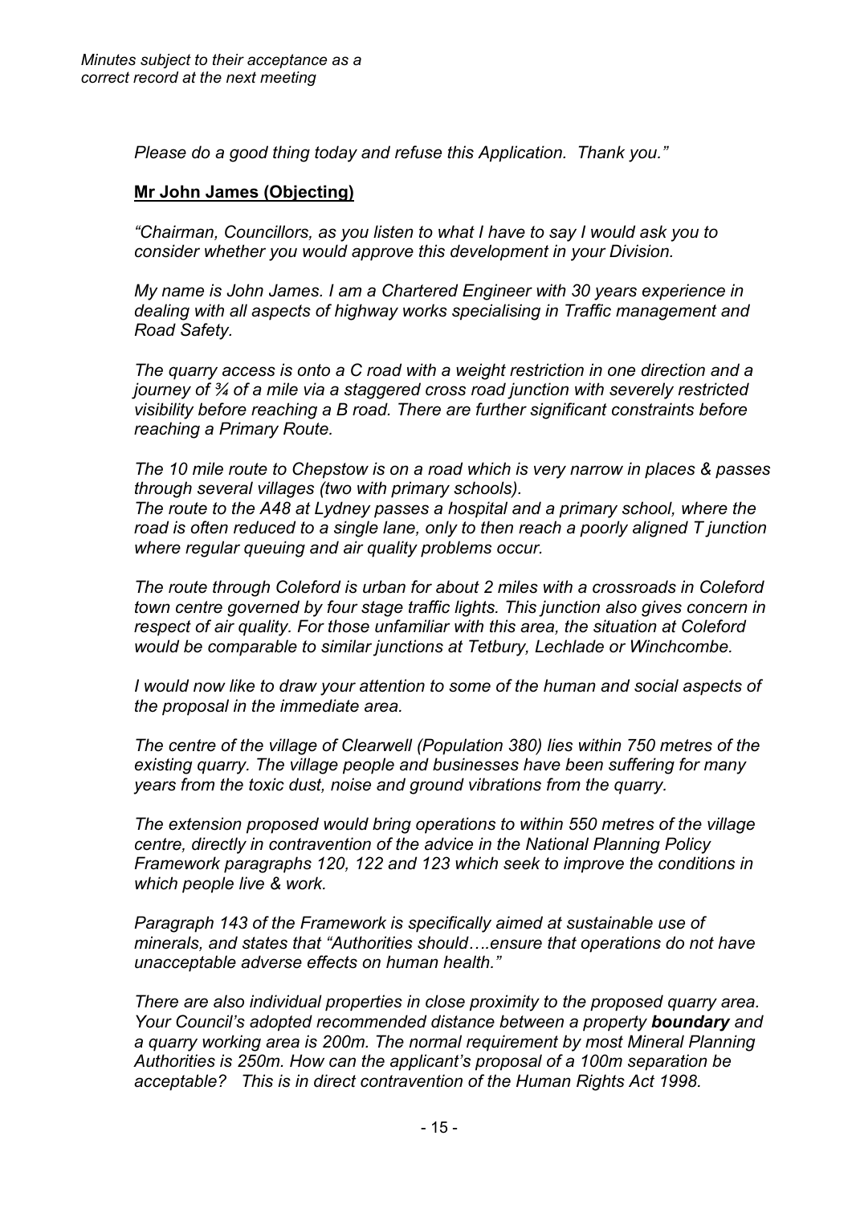*Please do a good thing today and refuse this Application. Thank you."*

**Mr John James (Objecting)**

*"Chairman, Councillors, as you listen to what I have to say I would ask you to consider whether you would approve this development in your Division.*

*My name is John James. I am a Chartered Engineer with 30 years experience in dealing with all aspects of highway works specialising in Traffic management and Road Safety.*

*The quarry access is onto a C road with a weight restriction in one direction and a journey of ¾ of a mile via a staggered cross road junction with severely restricted visibility before reaching a B road. There are further significant constraints before reaching a Primary Route.*

*The 10 mile route to Chepstow is on a road which is very narrow in places & passes through several villages (two with primary schools).*
*The route to the A48 at Lydney passes a hospital and a primary school, where the road is often reduced to a single lane, only to then reach a poorly aligned T junction where regular queuing and air quality problems occur.*

*The route through Coleford is urban for about 2 miles with a crossroads in Coleford town centre governed by four stage traffic lights. This junction also gives concern in respect of air quality. For those unfamiliar with this area, the situation at Coleford would be comparable to similar junctions at Tetbury, Lechlade or Winchcombe.*

*I would now like to draw your attention to some of the human and social aspects of the proposal in the immediate area.*

*The centre of the village of Clearwell (Population 380) lies within 750 metres of the existing quarry. The village people and businesses have been suffering for many years from the toxic dust, noise and ground vibrations from the quarry.*

*The extension proposed would bring operations to within 550 metres of the village centre, directly in contravention of the advice in the National Planning Policy Framework paragraphs 120, 122 and 123 which seek to improve the conditions in which people live & work.*

*Paragraph 143 of the Framework is specifically aimed at sustainable use of minerals, and states that "Authorities should….ensure that operations do not have unacceptable adverse effects on human health."*

*There are also individual properties in close proximity to the proposed quarry area. Your Council's adopted recommended distance between a property* ***boundary*** *and a quarry working area is 200m. The normal requirement by most Mineral Planning Authorities is 250m. How can the applicant's proposal of a 100m separation be acceptable? This is in direct contravention of the Human Rights Act 1998.*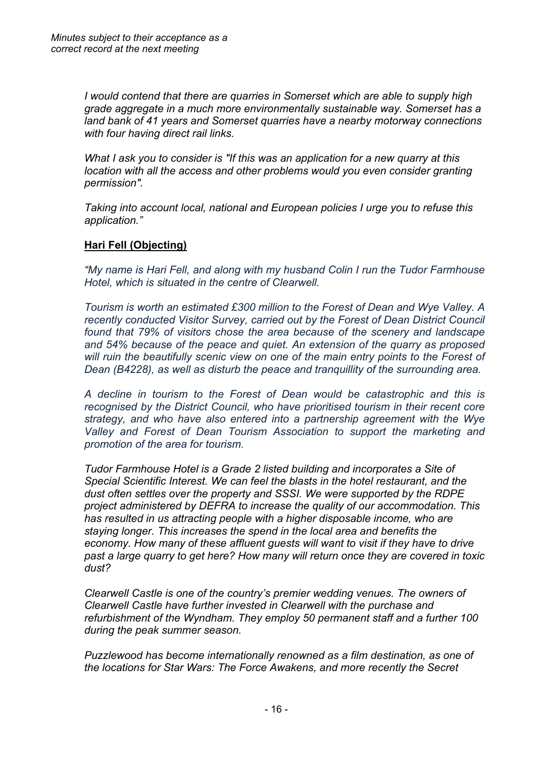*I would contend that there are quarries in Somerset which are able to supply high grade aggregate in a much more environmentally sustainable way. Somerset has a land bank of 41 years and Somerset quarries have a nearby motorway connections with four having direct rail links.*

*What I ask you to consider is "If this was an application for a new quarry at this location with all the access and other problems would you even consider granting permission".*

*Taking into account local, national and European policies I urge you to refuse this application."*

**Hari Fell (Objecting)**

*"My name is Hari Fell, and along with my husband Colin I run the Tudor Farmhouse Hotel, which is situated in the centre of Clearwell.*

*Tourism is worth an estimated £300 million to the Forest of Dean and Wye Valley. A recently conducted Visitor Survey, carried out by the Forest of Dean District Council found that 79% of visitors chose the area because of the scenery and landscape and 54% because of the peace and quiet. An extension of the quarry as proposed will ruin the beautifully scenic view on one of the main entry points to the Forest of Dean (B4228), as well as disturb the peace and tranquillity of the surrounding area.*

*A decline in tourism to the Forest of Dean would be catastrophic and this is recognised by the District Council, who have prioritised tourism in their recent core strategy, and who have also entered into a partnership agreement with the Wye Valley and Forest of Dean Tourism Association to support the marketing and promotion of the area for tourism.*

*Tudor Farmhouse Hotel is a Grade 2 listed building and incorporates a Site of Special Scientific Interest. We can feel the blasts in the hotel restaurant, and the dust often settles over the property and SSSI. We were supported by the RDPE project administered by DEFRA to increase the quality of our accommodation. This has resulted in us attracting people with a higher disposable income, who are staying longer. This increases the spend in the local area and benefits the economy. How many of these affluent guests will want to visit if they have to drive past a large quarry to get here? How many will return once they are covered in toxic dust?*

*Clearwell Castle is one of the country's premier wedding venues. The owners of Clearwell Castle have further invested in Clearwell with the purchase and refurbishment of the Wyndham. They employ 50 permanent staff and a further 100 during the peak summer season.*

*Puzzlewood has become internationally renowned as a film destination, as one of the locations for Star Wars: The Force Awakens, and more recently the Secret*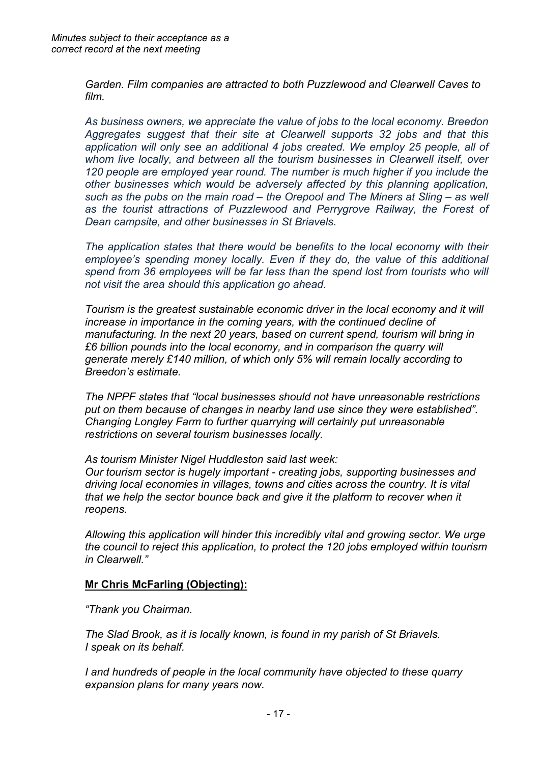*Garden. Film companies are attracted to both Puzzlewood and Clearwell Caves to film.*

*As business owners, we appreciate the value of jobs to the local economy. Breedon Aggregates suggest that their site at Clearwell supports 32 jobs and that this application will only see an additional 4 jobs created. We employ 25 people, all of whom live locally, and between all the tourism businesses in Clearwell itself, over 120 people are employed year round. The number is much higher if you include the other businesses which would be adversely affected by this planning application, such as the pubs on the main road – the Orepool and The Miners at Sling – as well as the tourist attractions of Puzzlewood and Perrygrove Railway, the Forest of Dean campsite, and other businesses in St Briavels.*

*The application states that there would be benefits to the local economy with their employee's spending money locally. Even if they do, the value of this additional spend from 36 employees will be far less than the spend lost from tourists who will not visit the area should this application go ahead.*

*Tourism is the greatest sustainable economic driver in the local economy and it will increase in importance in the coming years, with the continued decline of manufacturing. In the next 20 years, based on current spend, tourism will bring in £6 billion pounds into the local economy, and in comparison the quarry will generate merely £140 million, of which only 5% will remain locally according to Breedon's estimate.*

*The NPPF states that "local businesses should not have unreasonable restrictions put on them because of changes in nearby land use since they were established". Changing Longley Farm to further quarrying will certainly put unreasonable restrictions on several tourism businesses locally.*

*As tourism Minister Nigel Huddleston said last week:*
*Our tourism sector is hugely important - creating jobs, supporting businesses and driving local economies in villages, towns and cities across the country. It is vital that we help the sector bounce back and give it the platform to recover when it reopens.*

*Allowing this application will hinder this incredibly vital and growing sector. We urge the council to reject this application, to protect the 120 jobs employed within tourism in Clearwell."*

**Mr Chris McFarling (Objecting):**

*"Thank you Chairman.*

*The Slad Brook, as it is locally known, is found in my parish of St Briavels.*
*I speak on its behalf.*

*I and hundreds of people in the local community have objected to these quarry expansion plans for many years now.*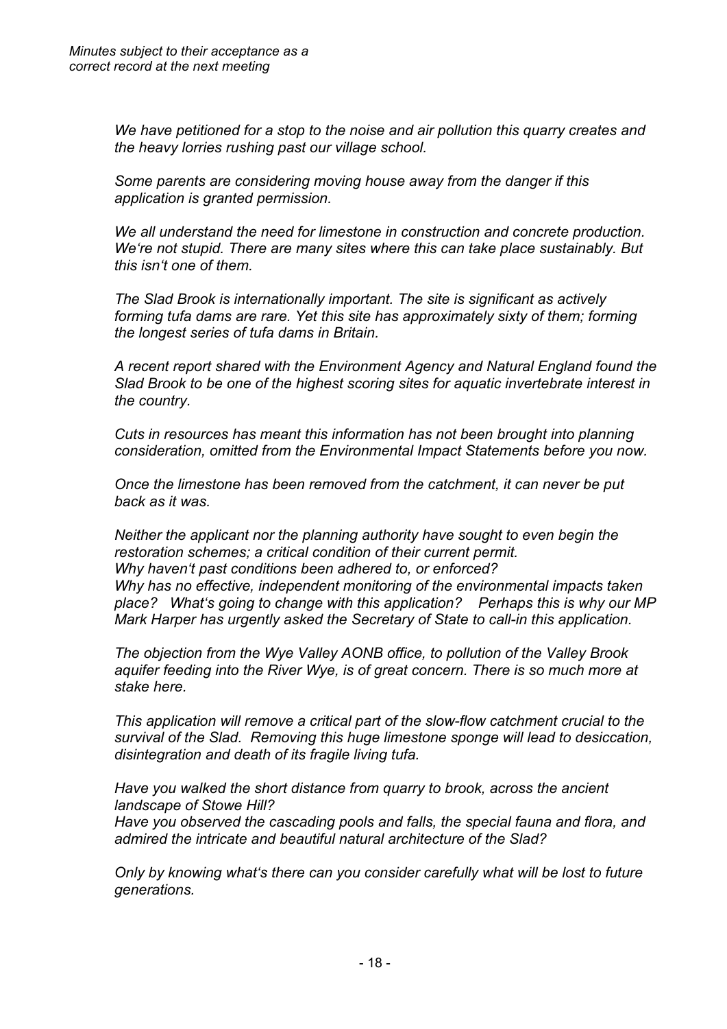*Minutes subject to their acceptance as a correct record at the next meeting*

*We have petitioned for a stop to the noise and air pollution this quarry creates and the heavy lorries rushing past our village school.*

*Some parents are considering moving house away from the danger if this application is granted permission.*

*We all understand the need for limestone in construction and concrete production. We're not stupid. There are many sites where this can take place sustainably. But this isn't one of them.*

*The Slad Brook is internationally important. The site is significant as actively forming tufa dams are rare. Yet this site has approximately sixty of them; forming the longest series of tufa dams in Britain.*

*A recent report shared with the Environment Agency and Natural England found the Slad Brook to be one of the highest scoring sites for aquatic invertebrate interest in the country.*

*Cuts in resources has meant this information has not been brought into planning consideration, omitted from the Environmental Impact Statements before you now.*

*Once the limestone has been removed from the catchment, it can never be put back as it was.*

*Neither the applicant nor the planning authority have sought to even begin the restoration schemes; a critical condition of their current permit.*
*Why haven't past conditions been adhered to, or enforced?*
*Why has no effective, independent monitoring of the environmental impacts taken place? What's going to change with this application? Perhaps this is why our MP Mark Harper has urgently asked the Secretary of State to call-in this application.*

*The objection from the Wye Valley AONB office, to pollution of the Valley Brook aquifer feeding into the River Wye, is of great concern. There is so much more at stake here.*

*This application will remove a critical part of the slow-flow catchment crucial to the survival of the Slad. Removing this huge limestone sponge will lead to desiccation, disintegration and death of its fragile living tufa.*

*Have you walked the short distance from quarry to brook, across the ancient landscape of Stowe Hill?*
*Have you observed the cascading pools and falls, the special fauna and flora, and admired the intricate and beautiful natural architecture of the Slad?*

*Only by knowing what's there can you consider carefully what will be lost to future generations.*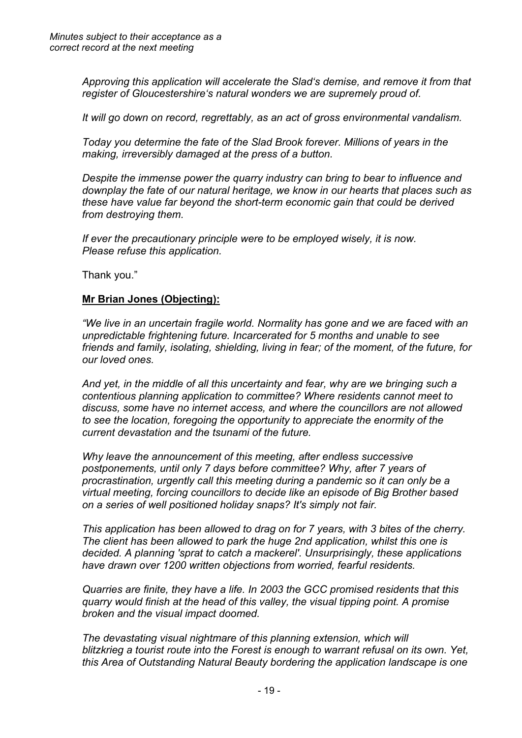*Approving this application will accelerate the Slad's demise, and remove it from that register of Gloucestershire's natural wonders we are supremely proud of.*

*It will go down on record, regrettably, as an act of gross environmental vandalism.*

*Today you determine the fate of the Slad Brook forever. Millions of years in the making, irreversibly damaged at the press of a button.*

*Despite the immense power the quarry industry can bring to bear to influence and downplay the fate of our natural heritage, we know in our hearts that places such as these have value far beyond the short-term economic gain that could be derived from destroying them.*

*If ever the precautionary principle were to be employed wisely, it is now. Please refuse this application.*

Thank you."

**Mr Brian Jones (Objecting):**

*"We live in an uncertain fragile world. Normality has gone and we are faced with an unpredictable frightening future. Incarcerated for 5 months and unable to see friends and family, isolating, shielding, living in fear; of the moment, of the future, for our loved ones.*

*And yet, in the middle of all this uncertainty and fear, why are we bringing such a contentious planning application to committee? Where residents cannot meet to discuss, some have no internet access, and where the councillors are not allowed to see the location, foregoing the opportunity to appreciate the enormity of the current devastation and the tsunami of the future.*

*Why leave the announcement of this meeting, after endless successive postponements, until only 7 days before committee? Why, after 7 years of procrastination, urgently call this meeting during a pandemic so it can only be a virtual meeting, forcing councillors to decide like an episode of Big Brother based on a series of well positioned holiday snaps? It's simply not fair.*

*This application has been allowed to drag on for 7 years, with 3 bites of the cherry. The client has been allowed to park the huge 2nd application, whilst this one is decided. A planning 'sprat to catch a mackerel'. Unsurprisingly, these applications have drawn over 1200 written objections from worried, fearful residents.*

*Quarries are finite, they have a life. In 2003 the GCC promised residents that this quarry would finish at the head of this valley, the visual tipping point. A promise broken and the visual impact doomed.*

*The devastating visual nightmare of this planning extension, which will blitzkrieg a tourist route into the Forest is enough to warrant refusal on its own. Yet, this Area of Outstanding Natural Beauty bordering the application landscape is one*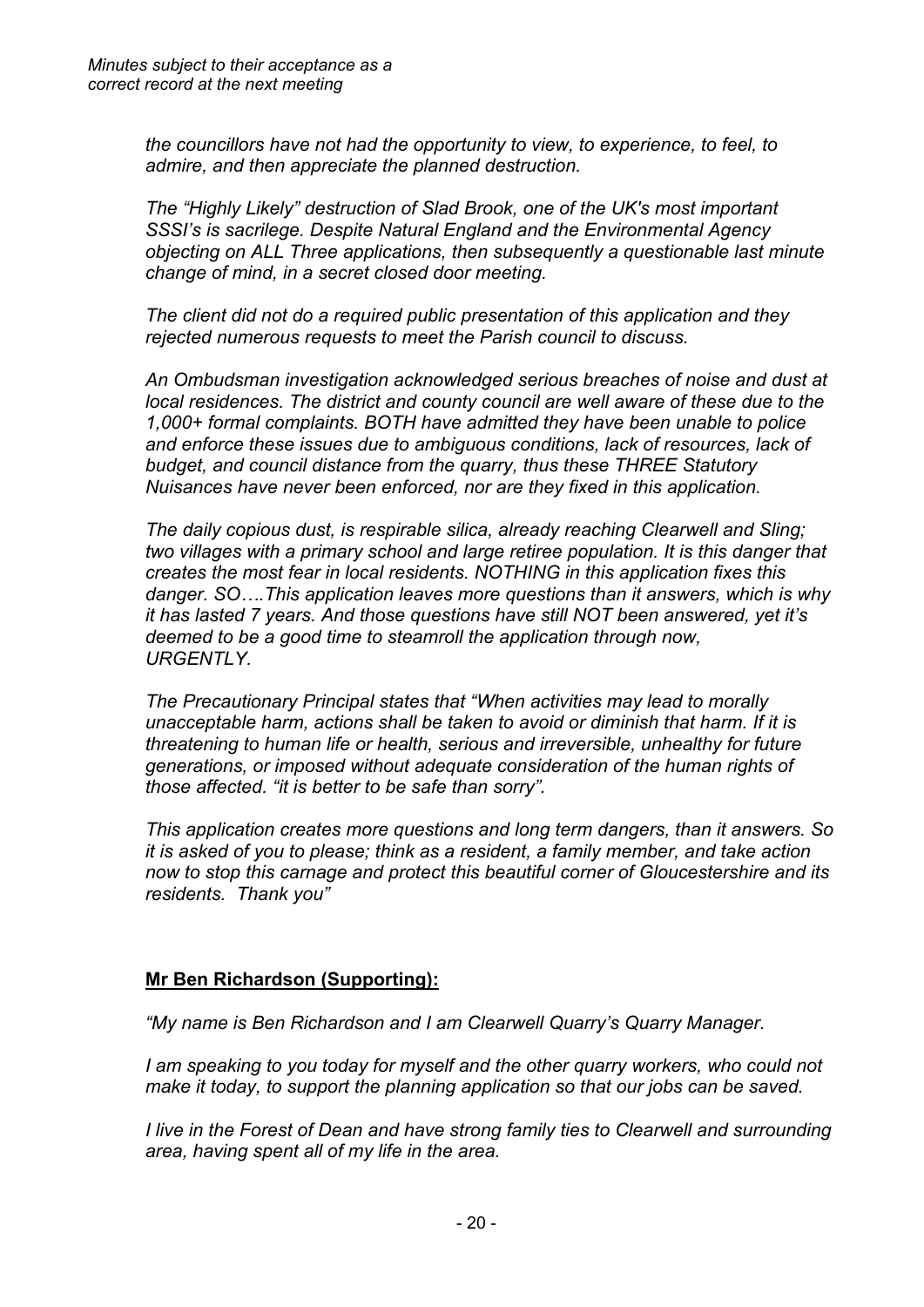*the councillors have not had the opportunity to view, to experience, to feel, to admire, and then appreciate the planned destruction.*

*The "Highly Likely" destruction of Slad Brook, one of the UK's most important SSSI's is sacrilege. Despite Natural England and the Environmental Agency objecting on ALL Three applications, then subsequently a questionable last minute change of mind, in a secret closed door meeting.*

*The client did not do a required public presentation of this application and they rejected numerous requests to meet the Parish council to discuss.*

*An Ombudsman investigation acknowledged serious breaches of noise and dust at local residences. The district and county council are well aware of these due to the 1,000+ formal complaints. BOTH have admitted they have been unable to police and enforce these issues due to ambiguous conditions, lack of resources, lack of budget, and council distance from the quarry, thus these THREE Statutory Nuisances have never been enforced, nor are they fixed in this application.*

*The daily copious dust, is respirable silica, already reaching Clearwell and Sling; two villages with a primary school and large retiree population. It is this danger that creates the most fear in local residents. NOTHING in this application fixes this danger. SO….This application leaves more questions than it answers, which is why it has lasted 7 years. And those questions have still NOT been answered, yet it's deemed to be a good time to steamroll the application through now, URGENTLY.*

*The Precautionary Principal states that "When activities may lead to morally unacceptable harm, actions shall be taken to avoid or diminish that harm. If it is threatening to human life or health, serious and irreversible, unhealthy for future generations, or imposed without adequate consideration of the human rights of those affected. "it is better to be safe than sorry".*

*This application creates more questions and long term dangers, than it answers. So it is asked of you to please; think as a resident, a family member, and take action now to stop this carnage and protect this beautiful corner of Gloucestershire and its residents. Thank you"*

**Mr Ben Richardson (Supporting):**

*"My name is Ben Richardson and I am Clearwell Quarry's Quarry Manager.*

*I am speaking to you today for myself and the other quarry workers, who could not make it today, to support the planning application so that our jobs can be saved.*

*I live in the Forest of Dean and have strong family ties to Clearwell and surrounding area, having spent all of my life in the area.*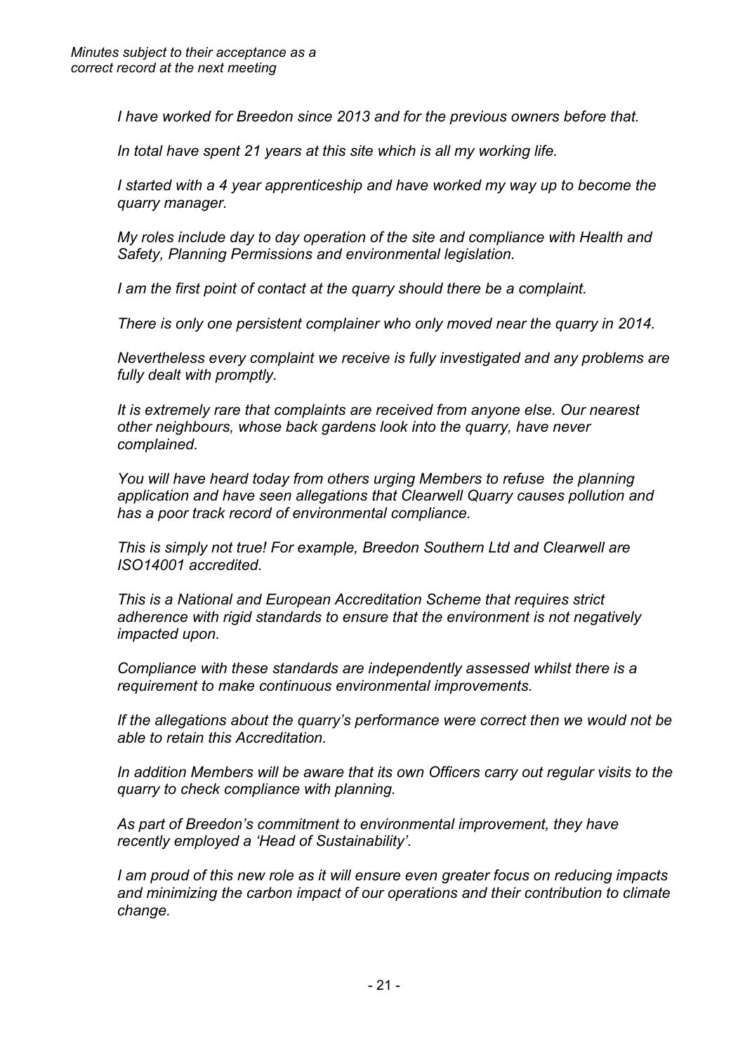*I have worked for Breedon since 2013 and for the previous owners before that.*

*In total have spent 21 years at this site which is all my working life.*

*I started with a 4 year apprenticeship and have worked my way up to become the quarry manager.*

*My roles include day to day operation of the site and compliance with Health and Safety, Planning Permissions and environmental legislation.*

*I am the first point of contact at the quarry should there be a complaint.*

*There is only one persistent complainer who only moved near the quarry in 2014.*

*Nevertheless every complaint we receive is fully investigated and any problems are fully dealt with promptly.*

*It is extremely rare that complaints are received from anyone else. Our nearest other neighbours, whose back gardens look into the quarry, have never complained.*

*You will have heard today from others urging Members to refuse the planning application and have seen allegations that Clearwell Quarry causes pollution and has a poor track record of environmental compliance.*

*This is simply not true! For example, Breedon Southern Ltd and Clearwell are ISO14001 accredited.*

*This is a National and European Accreditation Scheme that requires strict adherence with rigid standards to ensure that the environment is not negatively impacted upon.*

*Compliance with these standards are independently assessed whilst there is a requirement to make continuous environmental improvements.*

*If the allegations about the quarry's performance were correct then we would not be able to retain this Accreditation.*

*In addition Members will be aware that its own Officers carry out regular visits to the quarry to check compliance with planning.*

*As part of Breedon's commitment to environmental improvement, they have recently employed a 'Head of Sustainability'.*

*I am proud of this new role as it will ensure even greater focus on reducing impacts and minimizing the carbon impact of our operations and their contribution to climate change.*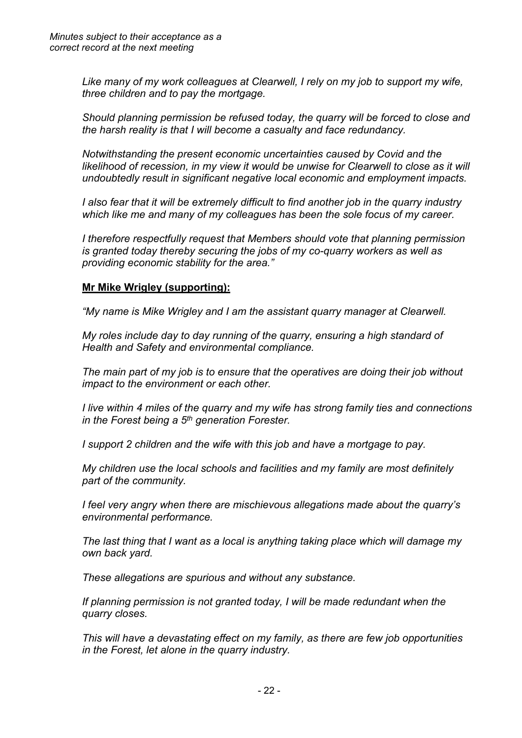*Like many of my work colleagues at Clearwell, I rely on my job to support my wife, three children and to pay the mortgage.*

*Should planning permission be refused today, the quarry will be forced to close and the harsh reality is that I will become a casualty and face redundancy.*

*Notwithstanding the present economic uncertainties caused by Covid and the likelihood of recession, in my view it would be unwise for Clearwell to close as it will undoubtedly result in significant negative local economic and employment impacts.*

*I also fear that it will be extremely difficult to find another job in the quarry industry which like me and many of my colleagues has been the sole focus of my career.*

*I therefore respectfully request that Members should vote that planning permission is granted today thereby securing the jobs of my co-quarry workers as well as providing economic stability for the area."*

**Mr Mike Wrigley (supporting):**

*"My name is Mike Wrigley and I am the assistant quarry manager at Clearwell.*

*My roles include day to day running of the quarry, ensuring a high standard of Health and Safety and environmental compliance.*

*The main part of my job is to ensure that the operatives are doing their job without impact to the environment or each other.*

*I live within 4 miles of the quarry and my wife has strong family ties and connections in the Forest being a 5th generation Forester.*

*I support 2 children and the wife with this job and have a mortgage to pay.*

*My children use the local schools and facilities and my family are most definitely part of the community.*

*I feel very angry when there are mischievous allegations made about the quarry's environmental performance.*

*The last thing that I want as a local is anything taking place which will damage my own back yard.*

*These allegations are spurious and without any substance.*

*If planning permission is not granted today, I will be made redundant when the quarry closes.*

*This will have a devastating effect on my family, as there are few job opportunities in the Forest, let alone in the quarry industry.*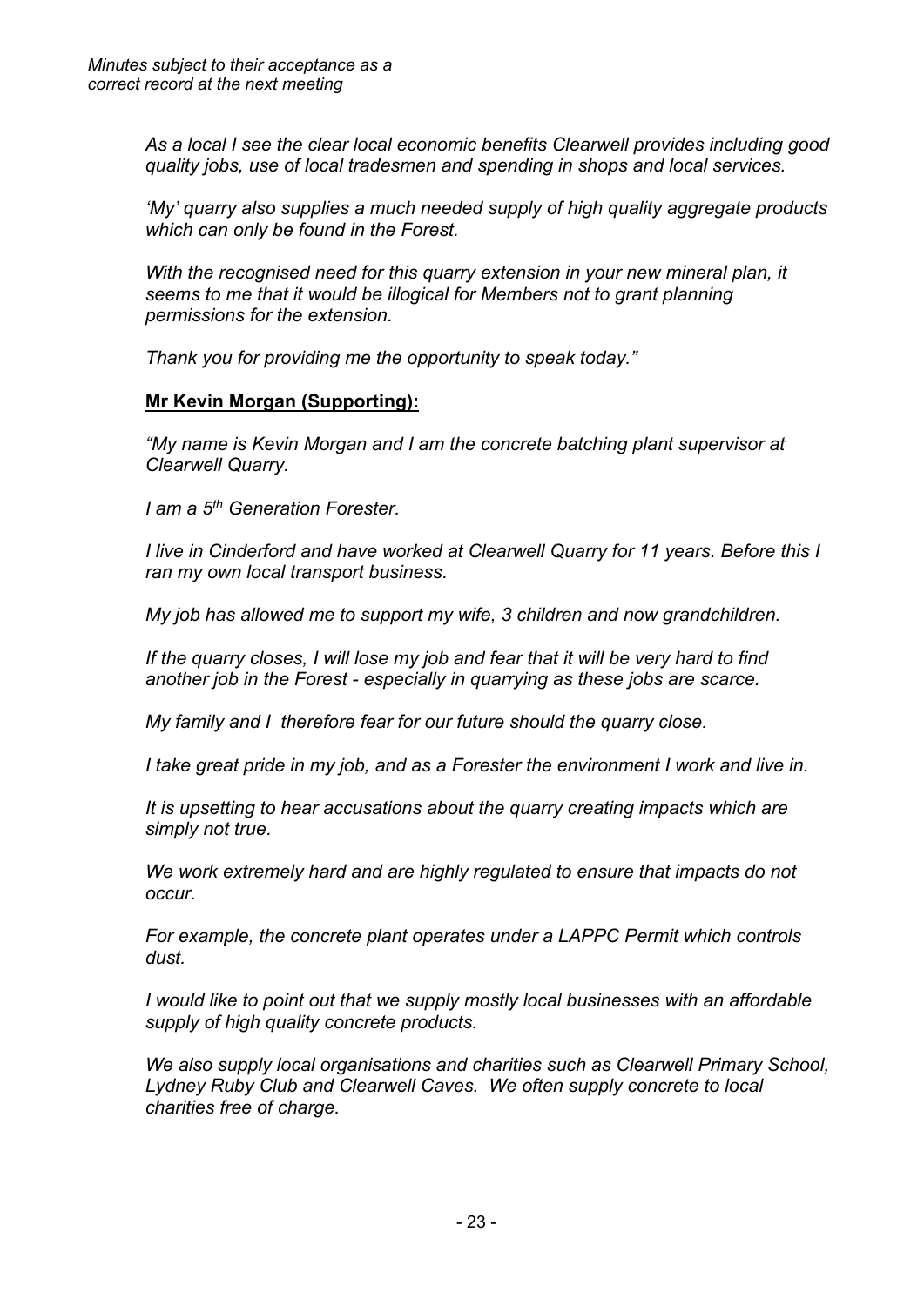*As a local I see the clear local economic benefits Clearwell provides including good quality jobs, use of local tradesmen and spending in shops and local services.*

*'My' quarry also supplies a much needed supply of high quality aggregate products which can only be found in the Forest.*

*With the recognised need for this quarry extension in your new mineral plan, it seems to me that it would be illogical for Members not to grant planning permissions for the extension.*

*Thank you for providing me the opportunity to speak today."*

**Mr Kevin Morgan (Supporting):**

*"My name is Kevin Morgan and I am the concrete batching plant supervisor at Clearwell Quarry.*

*I am a 5th Generation Forester.*

*I live in Cinderford and have worked at Clearwell Quarry for 11 years. Before this I ran my own local transport business.*

*My job has allowed me to support my wife, 3 children and now grandchildren.*

*If the quarry closes, I will lose my job and fear that it will be very hard to find another job in the Forest - especially in quarrying as these jobs are scarce.*

*My family and I therefore fear for our future should the quarry close.*

*I take great pride in my job, and as a Forester the environment I work and live in.*

*It is upsetting to hear accusations about the quarry creating impacts which are simply not true.*

*We work extremely hard and are highly regulated to ensure that impacts do not occur.*

*For example, the concrete plant operates under a LAPPC Permit which controls dust.*

*I would like to point out that we supply mostly local businesses with an affordable supply of high quality concrete products.*

*We also supply local organisations and charities such as Clearwell Primary School, Lydney Ruby Club and Clearwell Caves. We often supply concrete to local charities free of charge.*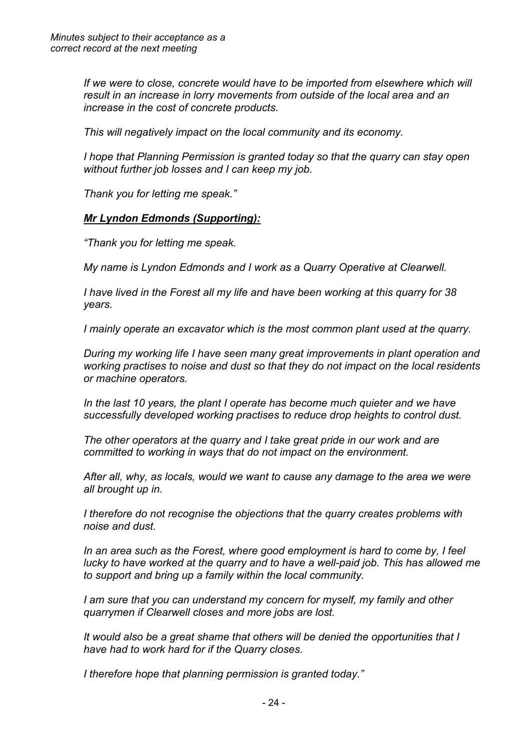*If we were to close, concrete would have to be imported from elsewhere which will result in an increase in lorry movements from outside of the local area and an increase in the cost of concrete products.*

*This will negatively impact on the local community and its economy.*

*I hope that Planning Permission is granted today so that the quarry can stay open without further job losses and I can keep my job.*

*Thank you for letting me speak."*

***Mr Lyndon Edmonds (Supporting):***

*"Thank you for letting me speak.*

*My name is Lyndon Edmonds and I work as a Quarry Operative at Clearwell.*

*I have lived in the Forest all my life and have been working at this quarry for 38 years.*

*I mainly operate an excavator which is the most common plant used at the quarry.*

*During my working life I have seen many great improvements in plant operation and working practises to noise and dust so that they do not impact on the local residents or machine operators.*

*In the last 10 years, the plant I operate has become much quieter and we have successfully developed working practises to reduce drop heights to control dust.*

*The other operators at the quarry and I take great pride in our work and are committed to working in ways that do not impact on the environment.*

*After all, why, as locals, would we want to cause any damage to the area we were all brought up in.*

*I therefore do not recognise the objections that the quarry creates problems with noise and dust.*

*In an area such as the Forest, where good employment is hard to come by, I feel lucky to have worked at the quarry and to have a well-paid job. This has allowed me to support and bring up a family within the local community.*

*I am sure that you can understand my concern for myself, my family and other quarrymen if Clearwell closes and more jobs are lost.*

*It would also be a great shame that others will be denied the opportunities that I have had to work hard for if the Quarry closes.*

*I therefore hope that planning permission is granted today."*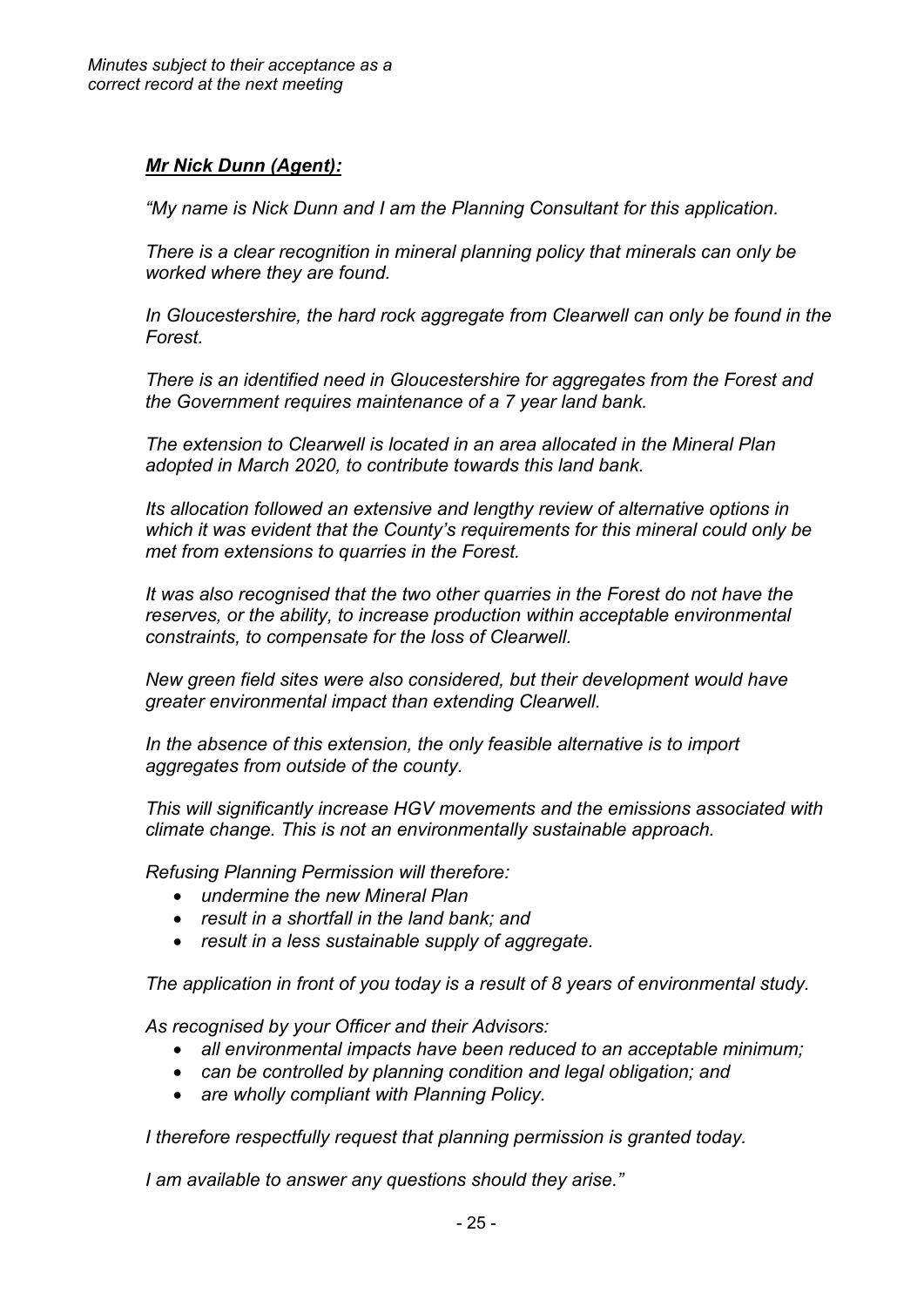*Minutes subject to their acceptance as a correct record at the next meeting*

***Mr Nick Dunn (Agent):***

*"My name is Nick Dunn and I am the Planning Consultant for this application.*

*There is a clear recognition in mineral planning policy that minerals can only be worked where they are found.*

*In Gloucestershire, the hard rock aggregate from Clearwell can only be found in the Forest.*

*There is an identified need in Gloucestershire for aggregates from the Forest and the Government requires maintenance of a 7 year land bank.*

*The extension to Clearwell is located in an area allocated in the Mineral Plan adopted in March 2020, to contribute towards this land bank.*

*Its allocation followed an extensive and lengthy review of alternative options in which it was evident that the County's requirements for this mineral could only be met from extensions to quarries in the Forest.*

*It was also recognised that the two other quarries in the Forest do not have the reserves, or the ability, to increase production within acceptable environmental constraints, to compensate for the loss of Clearwell.*

*New green field sites were also considered, but their development would have greater environmental impact than extending Clearwell.*

*In the absence of this extension, the only feasible alternative is to import aggregates from outside of the county.*

*This will significantly increase HGV movements and the emissions associated with climate change. This is not an environmentally sustainable approach.*

*Refusing Planning Permission will therefore:*

- *undermine the new Mineral Plan*
- *result in a shortfall in the land bank; and*
- *result in a less sustainable supply of aggregate.*

*The application in front of you today is a result of 8 years of environmental study.*

*As recognised by your Officer and their Advisors:*

- *all environmental impacts have been reduced to an acceptable minimum;*
- *can be controlled by planning condition and legal obligation; and*
- *are wholly compliant with Planning Policy.*

*I therefore respectfully request that planning permission is granted today.*

*I am available to answer any questions should they arise."*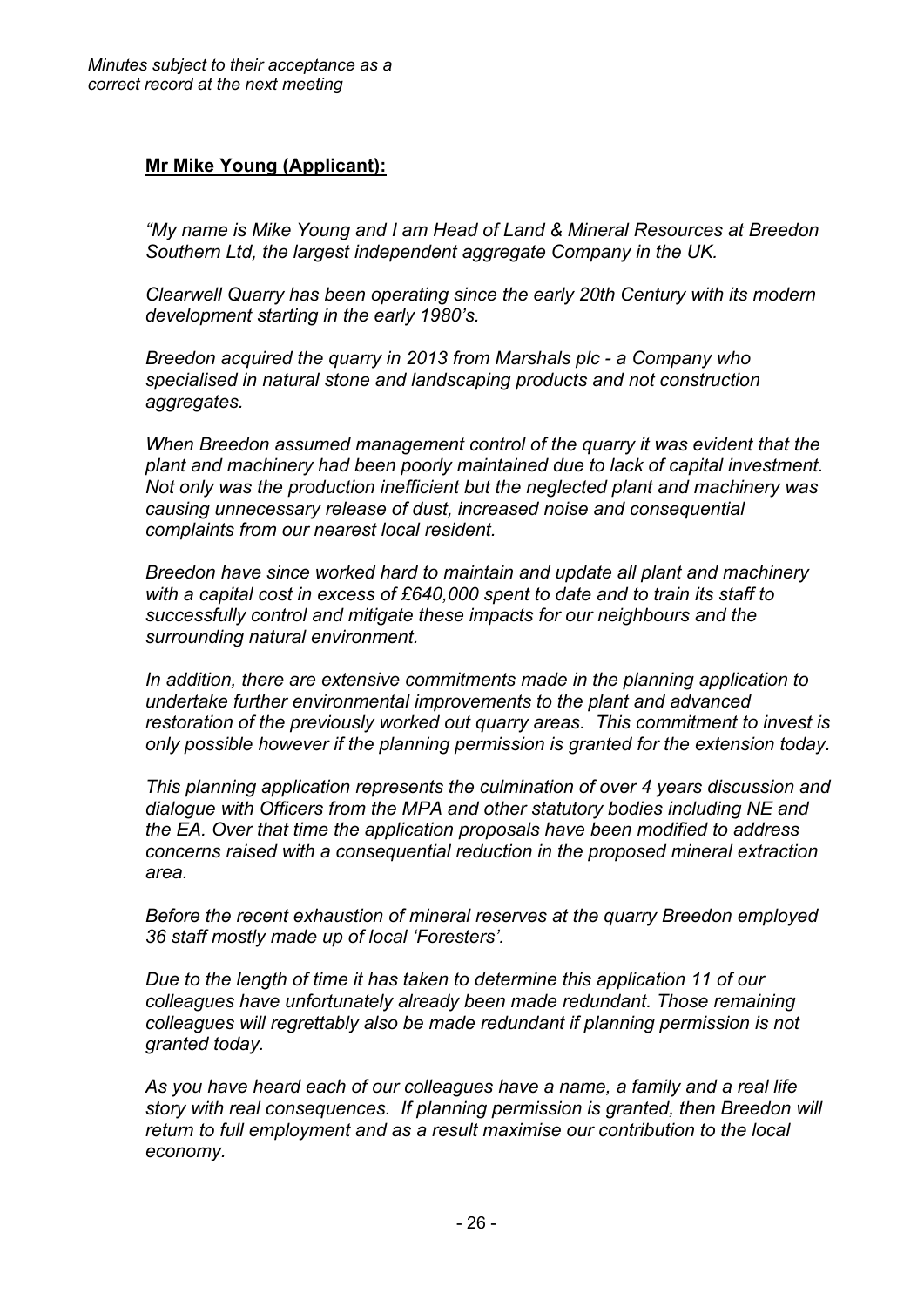*Minutes subject to their acceptance as a correct record at the next meeting*

**Mr Mike Young (Applicant):**

*"My name is Mike Young and I am Head of Land & Mineral Resources at Breedon Southern Ltd, the largest independent aggregate Company in the UK.*

*Clearwell Quarry has been operating since the early 20th Century with its modern development starting in the early 1980's.*

*Breedon acquired the quarry in 2013 from Marshals plc - a Company who specialised in natural stone and landscaping products and not construction aggregates.*

*When Breedon assumed management control of the quarry it was evident that the plant and machinery had been poorly maintained due to lack of capital investment. Not only was the production inefficient but the neglected plant and machinery was causing unnecessary release of dust, increased noise and consequential complaints from our nearest local resident.*

*Breedon have since worked hard to maintain and update all plant and machinery with a capital cost in excess of £640,000 spent to date and to train its staff to successfully control and mitigate these impacts for our neighbours and the surrounding natural environment.*

*In addition, there are extensive commitments made in the planning application to undertake further environmental improvements to the plant and advanced restoration of the previously worked out quarry areas. This commitment to invest is only possible however if the planning permission is granted for the extension today.*

*This planning application represents the culmination of over 4 years discussion and dialogue with Officers from the MPA and other statutory bodies including NE and the EA. Over that time the application proposals have been modified to address concerns raised with a consequential reduction in the proposed mineral extraction area.*

*Before the recent exhaustion of mineral reserves at the quarry Breedon employed 36 staff mostly made up of local 'Foresters'.*

*Due to the length of time it has taken to determine this application 11 of our colleagues have unfortunately already been made redundant. Those remaining colleagues will regrettably also be made redundant if planning permission is not granted today.*

*As you have heard each of our colleagues have a name, a family and a real life story with real consequences. If planning permission is granted, then Breedon will return to full employment and as a result maximise our contribution to the local economy.*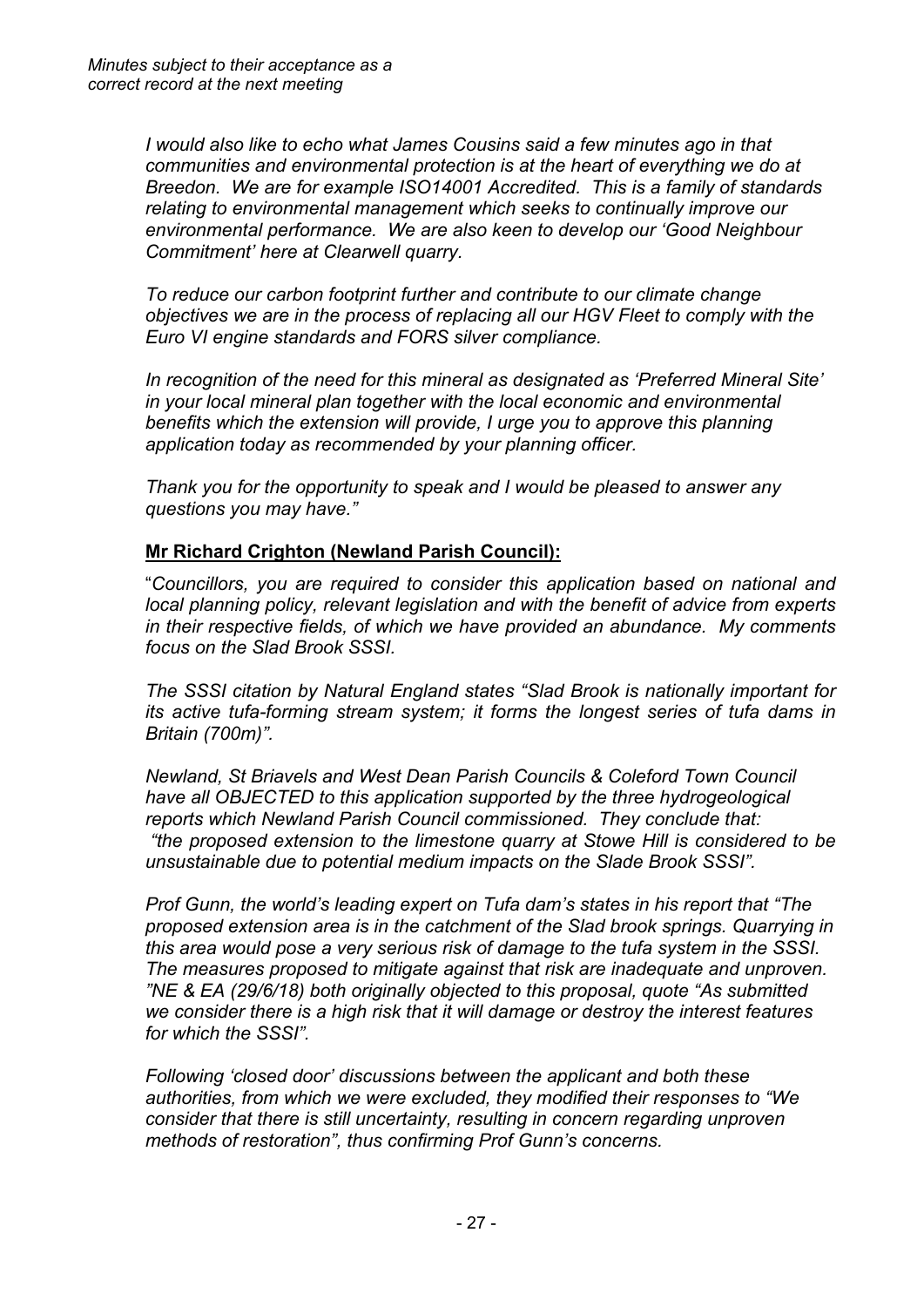*I would also like to echo what James Cousins said a few minutes ago in that communities and environmental protection is at the heart of everything we do at Breedon. We are for example ISO14001 Accredited. This is a family of standards relating to environmental management which seeks to continually improve our environmental performance. We are also keen to develop our 'Good Neighbour Commitment' here at Clearwell quarry.*

*To reduce our carbon footprint further and contribute to our climate change objectives we are in the process of replacing all our HGV Fleet to comply with the Euro VI engine standards and FORS silver compliance.*

*In recognition of the need for this mineral as designated as 'Preferred Mineral Site' in your local mineral plan together with the local economic and environmental benefits which the extension will provide, I urge you to approve this planning application today as recommended by your planning officer.*

*Thank you for the opportunity to speak and I would be pleased to answer any questions you may have."*

**Mr Richard Crighton (Newland Parish Council):**

"*Councillors, you are required to consider this application based on national and local planning policy, relevant legislation and with the benefit of advice from experts in their respective fields, of which we have provided an abundance. My comments focus on the Slad Brook SSSI.*

*The SSSI citation by Natural England states "Slad Brook is nationally important for its active tufa-forming stream system; it forms the longest series of tufa dams in Britain (700m)".*

*Newland, St Briavels and West Dean Parish Councils & Coleford Town Council have all OBJECTED to this application supported by the three hydrogeological reports which Newland Parish Council commissioned. They conclude that: "the proposed extension to the limestone quarry at Stowe Hill is considered to be unsustainable due to potential medium impacts on the Slade Brook SSSI".*

*Prof Gunn, the world's leading expert on Tufa dam's states in his report that "The proposed extension area is in the catchment of the Slad brook springs. Quarrying in this area would pose a very serious risk of damage to the tufa system in the SSSI. The measures proposed to mitigate against that risk are inadequate and unproven. "NE & EA (29/6/18) both originally objected to this proposal, quote "As submitted we consider there is a high risk that it will damage or destroy the interest features for which the SSSI".*

*Following 'closed door' discussions between the applicant and both these authorities, from which we were excluded, they modified their responses to "We consider that there is still uncertainty, resulting in concern regarding unproven methods of restoration", thus confirming Prof Gunn's concerns.*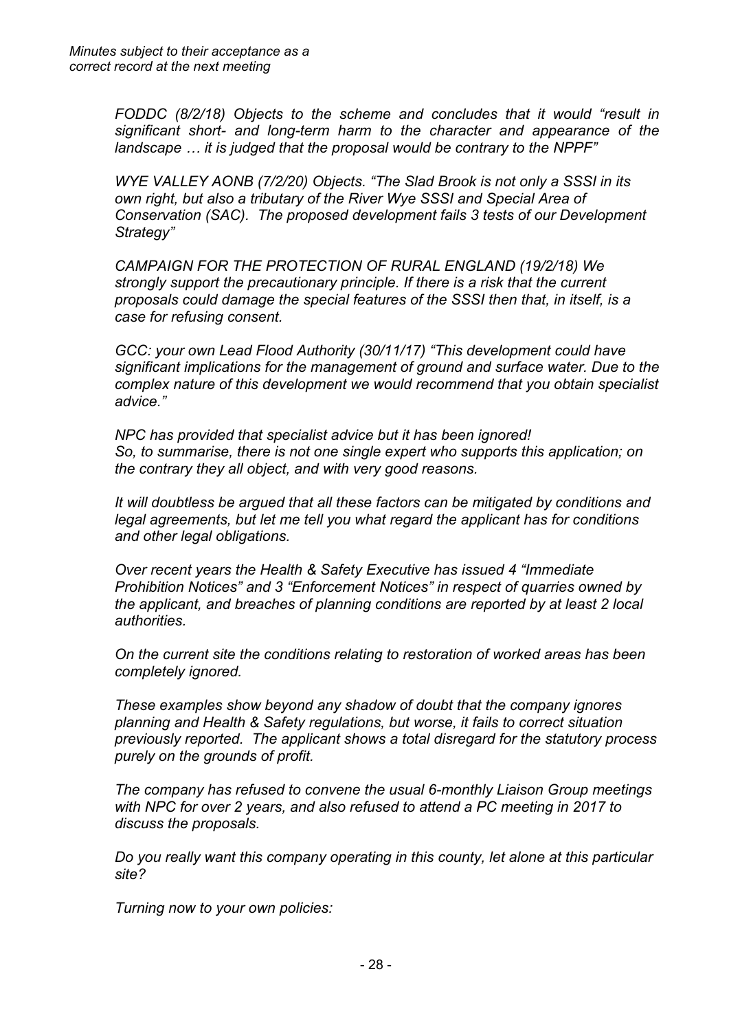*FODDC (8/2/18) Objects to the scheme and concludes that it would "result in significant short- and long-term harm to the character and appearance of the landscape … it is judged that the proposal would be contrary to the NPPF"*

*WYE VALLEY AONB (7/2/20) Objects. "The Slad Brook is not only a SSSI in its own right, but also a tributary of the River Wye SSSI and Special Area of Conservation (SAC). The proposed development fails 3 tests of our Development Strategy"*

*CAMPAIGN FOR THE PROTECTION OF RURAL ENGLAND (19/2/18) We strongly support the precautionary principle. If there is a risk that the current proposals could damage the special features of the SSSI then that, in itself, is a case for refusing consent.*

*GCC: your own Lead Flood Authority (30/11/17) "This development could have significant implications for the management of ground and surface water. Due to the complex nature of this development we would recommend that you obtain specialist advice."*

*NPC has provided that specialist advice but it has been ignored!*
*So, to summarise, there is not one single expert who supports this application; on the contrary they all object, and with very good reasons.*

*It will doubtless be argued that all these factors can be mitigated by conditions and legal agreements, but let me tell you what regard the applicant has for conditions and other legal obligations.*

*Over recent years the Health & Safety Executive has issued 4 "Immediate Prohibition Notices" and 3 "Enforcement Notices" in respect of quarries owned by the applicant, and breaches of planning conditions are reported by at least 2 local authorities.*

*On the current site the conditions relating to restoration of worked areas has been completely ignored.*

*These examples show beyond any shadow of doubt that the company ignores planning and Health & Safety regulations, but worse, it fails to correct situation previously reported. The applicant shows a total disregard for the statutory process purely on the grounds of profit.*

*The company has refused to convene the usual 6-monthly Liaison Group meetings with NPC for over 2 years, and also refused to attend a PC meeting in 2017 to discuss the proposals.*

*Do you really want this company operating in this county, let alone at this particular site?*

*Turning now to your own policies:*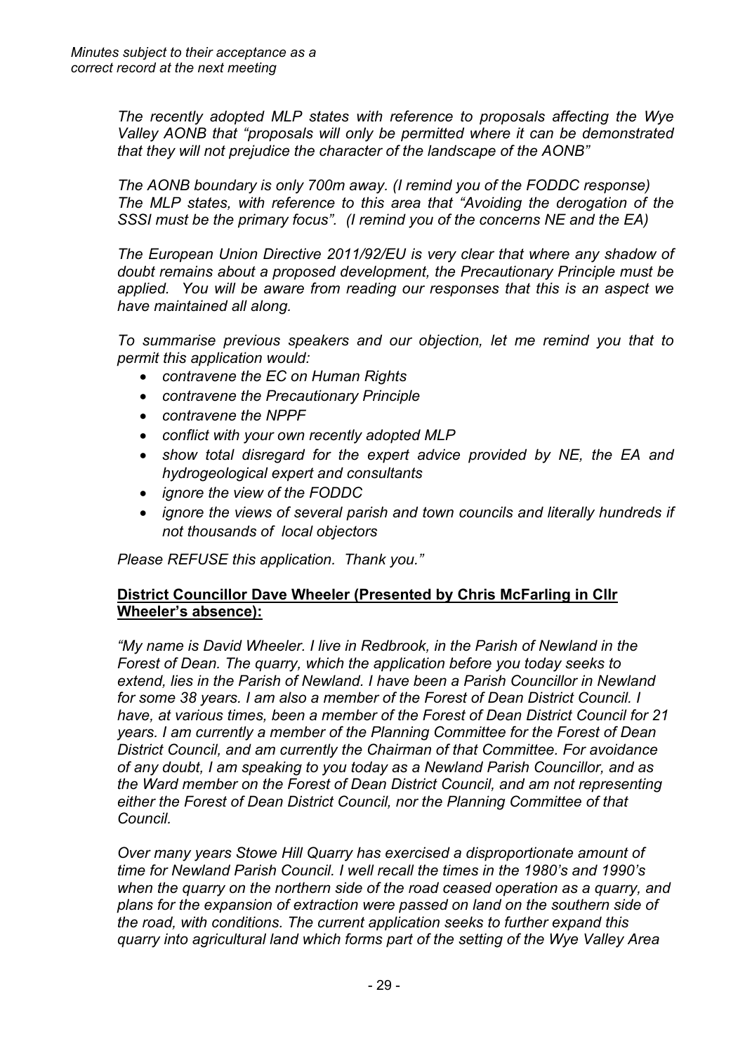*The recently adopted MLP states with reference to proposals affecting the Wye Valley AONB that "proposals will only be permitted where it can be demonstrated that they will not prejudice the character of the landscape of the AONB"*

*The AONB boundary is only 700m away. (I remind you of the FODDC response) The MLP states, with reference to this area that "Avoiding the derogation of the SSSI must be the primary focus". (I remind you of the concerns NE and the EA)*

*The European Union Directive 2011/92/EU is very clear that where any shadow of doubt remains about a proposed development, the Precautionary Principle must be applied. You will be aware from reading our responses that this is an aspect we have maintained all along.*

*To summarise previous speakers and our objection, let me remind you that to permit this application would:*

- *contravene the EC on Human Rights*
- *contravene the Precautionary Principle*
- *contravene the NPPF*
- *conflict with your own recently adopted MLP*
- *show total disregard for the expert advice provided by NE, the EA and hydrogeological expert and consultants*
- *ignore the view of the FODDC*
- *ignore the views of several parish and town councils and literally hundreds if not thousands of local objectors*

*Please REFUSE this application. Thank you."*

**District Councillor Dave Wheeler (Presented by Chris McFarling in Cllr Wheeler's absence):**

*"My name is David Wheeler. I live in Redbrook, in the Parish of Newland in the Forest of Dean. The quarry, which the application before you today seeks to extend, lies in the Parish of Newland. I have been a Parish Councillor in Newland for some 38 years. I am also a member of the Forest of Dean District Council. I have, at various times, been a member of the Forest of Dean District Council for 21 years. I am currently a member of the Planning Committee for the Forest of Dean District Council, and am currently the Chairman of that Committee. For avoidance of any doubt, I am speaking to you today as a Newland Parish Councillor, and as the Ward member on the Forest of Dean District Council, and am not representing either the Forest of Dean District Council, nor the Planning Committee of that Council.*

*Over many years Stowe Hill Quarry has exercised a disproportionate amount of time for Newland Parish Council. I well recall the times in the 1980's and 1990's when the quarry on the northern side of the road ceased operation as a quarry, and plans for the expansion of extraction were passed on land on the southern side of the road, with conditions. The current application seeks to further expand this quarry into agricultural land which forms part of the setting of the Wye Valley Area*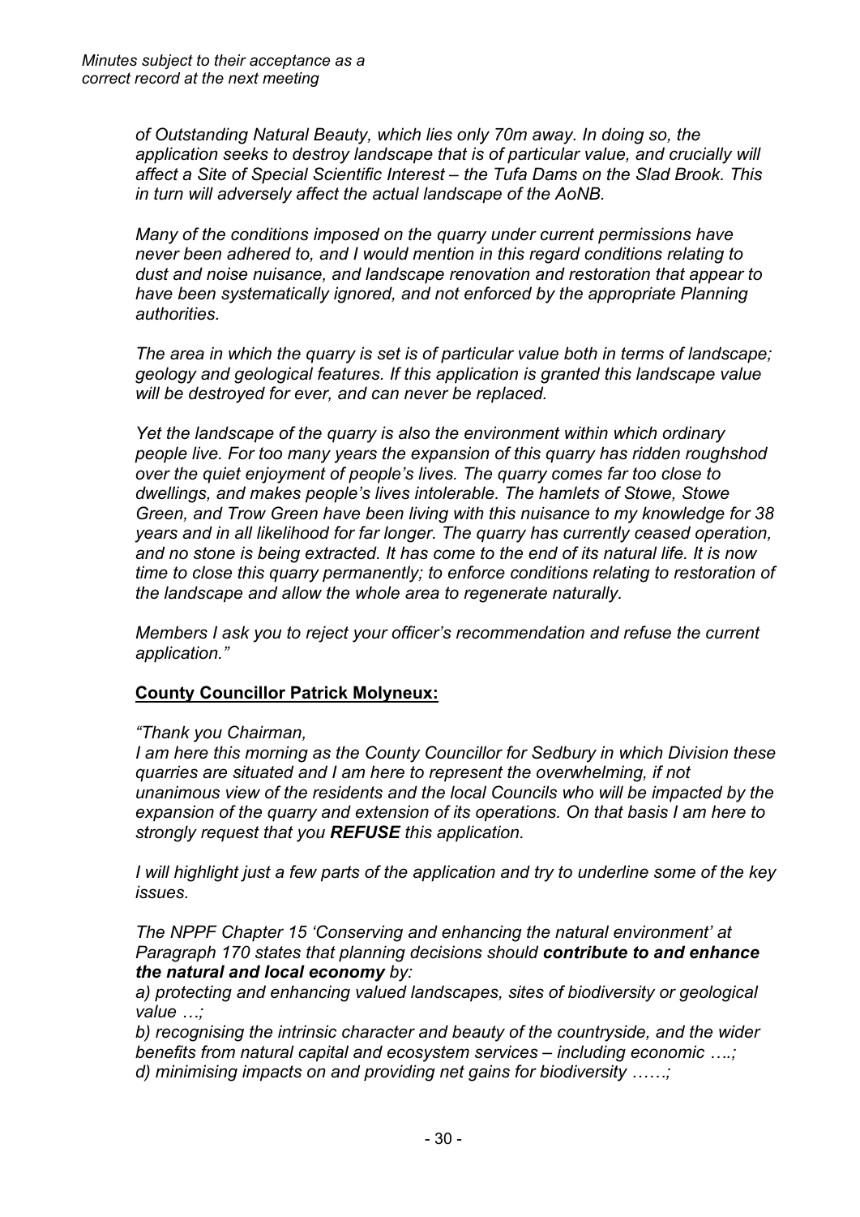*of Outstanding Natural Beauty, which lies only 70m away. In doing so, the application seeks to destroy landscape that is of particular value, and crucially will affect a Site of Special Scientific Interest – the Tufa Dams on the Slad Brook. This in turn will adversely affect the actual landscape of the AoNB.*

*Many of the conditions imposed on the quarry under current permissions have never been adhered to, and I would mention in this regard conditions relating to dust and noise nuisance, and landscape renovation and restoration that appear to have been systematically ignored, and not enforced by the appropriate Planning authorities.*

*The area in which the quarry is set is of particular value both in terms of landscape; geology and geological features. If this application is granted this landscape value will be destroyed for ever, and can never be replaced.*

*Yet the landscape of the quarry is also the environment within which ordinary people live. For too many years the expansion of this quarry has ridden roughshod over the quiet enjoyment of people's lives. The quarry comes far too close to dwellings, and makes people's lives intolerable. The hamlets of Stowe, Stowe Green, and Trow Green have been living with this nuisance to my knowledge for 38 years and in all likelihood for far longer. The quarry has currently ceased operation, and no stone is being extracted. It has come to the end of its natural life. It is now time to close this quarry permanently; to enforce conditions relating to restoration of the landscape and allow the whole area to regenerate naturally.*

*Members I ask you to reject your officer's recommendation and refuse the current application."*

**County Councillor Patrick Molyneux:**

*"Thank you Chairman,*
*I am here this morning as the County Councillor for Sedbury in which Division these quarries are situated and I am here to represent the overwhelming, if not unanimous view of the residents and the local Councils who will be impacted by the expansion of the quarry and extension of its operations. On that basis I am here to strongly request that you **REFUSE** this application.*

*I will highlight just a few parts of the application and try to underline some of the key issues.*

*The NPPF Chapter 15 'Conserving and enhancing the natural environment' at Paragraph 170 states that planning decisions should **contribute to and enhance the natural and local economy** by:*
*a) protecting and enhancing valued landscapes, sites of biodiversity or geological value …;*
*b) recognising the intrinsic character and beauty of the countryside, and the wider benefits from natural capital and ecosystem services – including economic ….;*
*d) minimising impacts on and providing net gains for biodiversity ……;*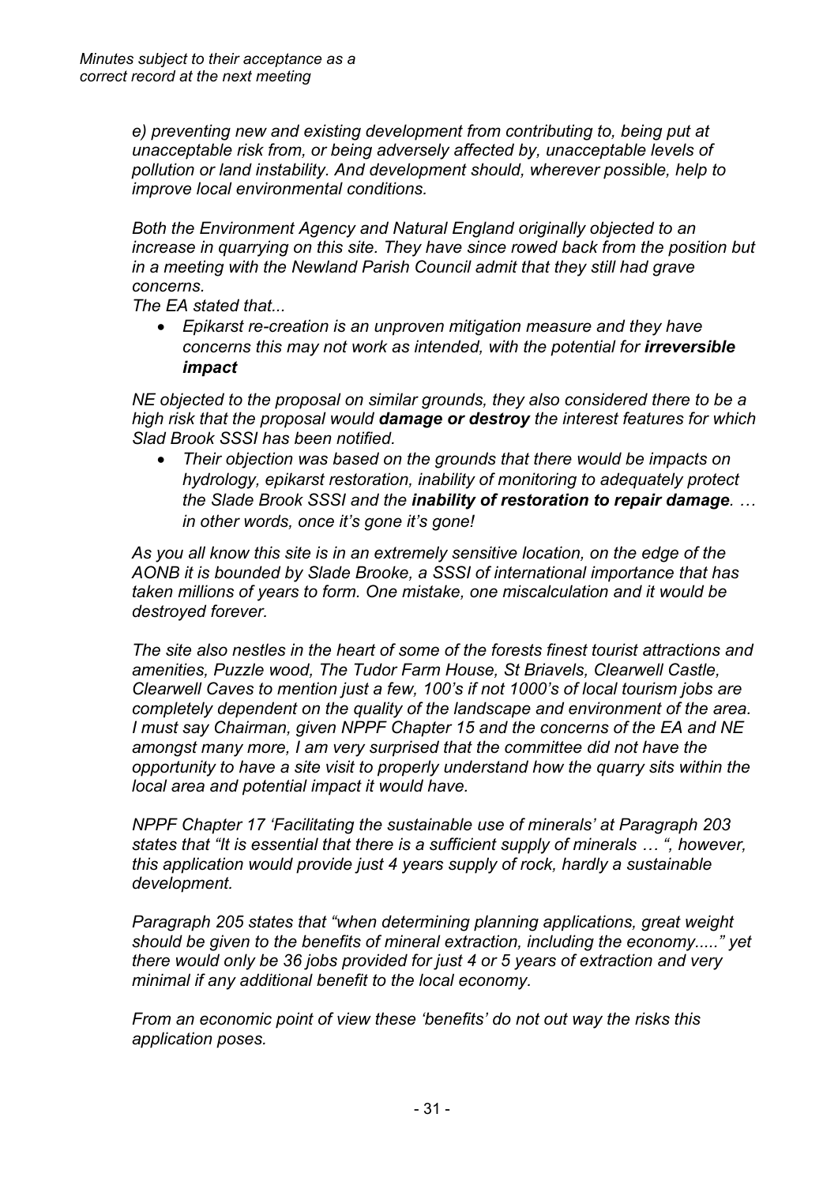*e) preventing new and existing development from contributing to, being put at unacceptable risk from, or being adversely affected by, unacceptable levels of pollution or land instability. And development should, wherever possible, help to improve local environmental conditions.*

*Both the Environment Agency and Natural England originally objected to an increase in quarrying on this site. They have since rowed back from the position but in a meeting with the Newland Parish Council admit that they still had grave concerns.*

*The EA stated that...*

- *Epikarst re-creation is an unproven mitigation measure and they have concerns this may not work as intended, with the potential for* ***irreversible impact***

*NE objected to the proposal on similar grounds, they also considered there to be a high risk that the proposal would* ***damage or destroy*** *the interest features for which Slad Brook SSSI has been notified.*

- *Their objection was based on the grounds that there would be impacts on hydrology, epikarst restoration, inability of monitoring to adequately protect the Slade Brook SSSI and the* ***inability of restoration to repair damage****. … in other words, once it's gone it's gone!*

*As you all know this site is in an extremely sensitive location, on the edge of the AONB it is bounded by Slade Brooke, a SSSI of international importance that has taken millions of years to form. One mistake, one miscalculation and it would be destroyed forever.*

*The site also nestles in the heart of some of the forests finest tourist attractions and amenities, Puzzle wood, The Tudor Farm House, St Briavels, Clearwell Castle, Clearwell Caves to mention just a few, 100's if not 1000's of local tourism jobs are completely dependent on the quality of the landscape and environment of the area. I must say Chairman, given NPPF Chapter 15 and the concerns of the EA and NE amongst many more, I am very surprised that the committee did not have the opportunity to have a site visit to properly understand how the quarry sits within the local area and potential impact it would have.*

*NPPF Chapter 17 'Facilitating the sustainable use of minerals' at Paragraph 203 states that "It is essential that there is a sufficient supply of minerals … ", however, this application would provide just 4 years supply of rock, hardly a sustainable development.*

*Paragraph 205 states that "when determining planning applications, great weight should be given to the benefits of mineral extraction, including the economy....." yet there would only be 36 jobs provided for just 4 or 5 years of extraction and very minimal if any additional benefit to the local economy.*

*From an economic point of view these 'benefits' do not out way the risks this application poses.*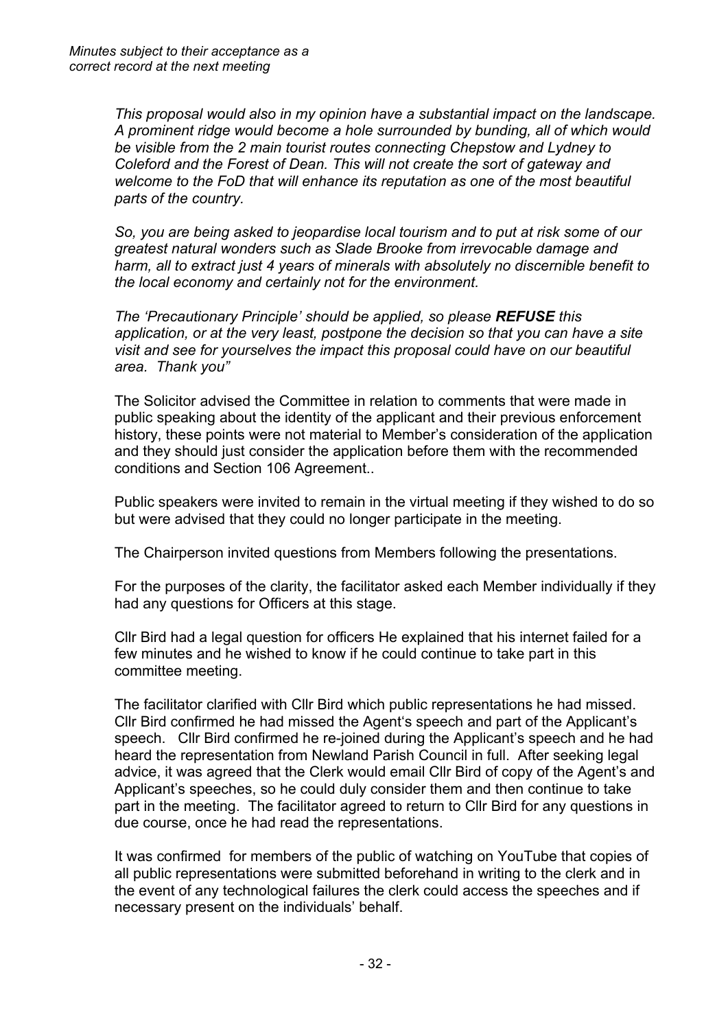*Minutes subject to their acceptance as a correct record at the next meeting*

*This proposal would also in my opinion have a substantial impact on the landscape. A prominent ridge would become a hole surrounded by bunding, all of which would be visible from the 2 main tourist routes connecting Chepstow and Lydney to Coleford and the Forest of Dean. This will not create the sort of gateway and welcome to the FoD that will enhance its reputation as one of the most beautiful parts of the country.*

*So, you are being asked to jeopardise local tourism and to put at risk some of our greatest natural wonders such as Slade Brooke from irrevocable damage and harm, all to extract just 4 years of minerals with absolutely no discernible benefit to the local economy and certainly not for the environment.*

*The 'Precautionary Principle' should be applied, so please **REFUSE** this application, or at the very least, postpone the decision so that you can have a site visit and see for yourselves the impact this proposal could have on our beautiful area. Thank you"*

The Solicitor advised the Committee in relation to comments that were made in public speaking about the identity of the applicant and their previous enforcement history, these points were not material to Member's consideration of the application and they should just consider the application before them with the recommended conditions and Section 106 Agreement..

Public speakers were invited to remain in the virtual meeting if they wished to do so but were advised that they could no longer participate in the meeting.

The Chairperson invited questions from Members following the presentations.

For the purposes of the clarity, the facilitator asked each Member individually if they had any questions for Officers at this stage.

Cllr Bird had a legal question for officers He explained that his internet failed for a few minutes and he wished to know if he could continue to take part in this committee meeting.

The facilitator clarified with Cllr Bird which public representations he had missed. Cllr Bird confirmed he had missed the Agent's speech and part of the Applicant's speech. Cllr Bird confirmed he re-joined during the Applicant's speech and he had heard the representation from Newland Parish Council in full. After seeking legal advice, it was agreed that the Clerk would email Cllr Bird of copy of the Agent's and Applicant's speeches, so he could duly consider them and then continue to take part in the meeting. The facilitator agreed to return to Cllr Bird for any questions in due course, once he had read the representations.

It was confirmed for members of the public of watching on YouTube that copies of all public representations were submitted beforehand in writing to the clerk and in the event of any technological failures the clerk could access the speeches and if necessary present on the individuals' behalf.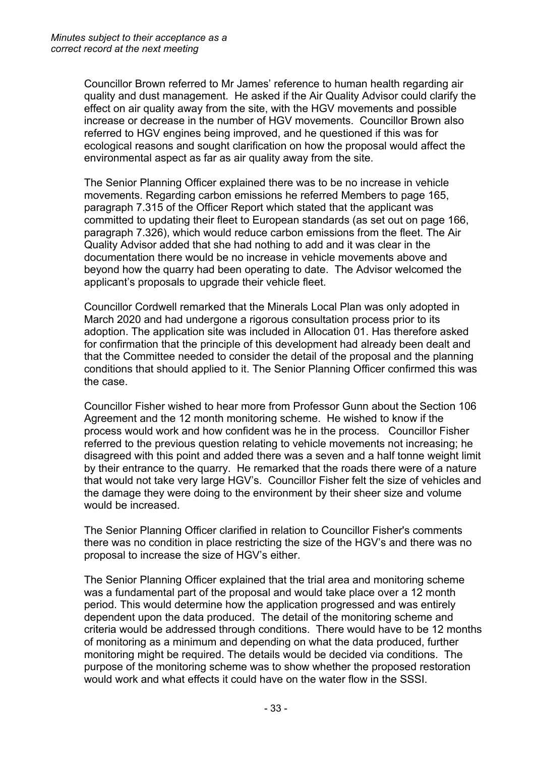*Minutes subject to their acceptance as a correct record at the next meeting*

Councillor Brown referred to Mr James' reference to human health regarding air quality and dust management. He asked if the Air Quality Advisor could clarify the effect on air quality away from the site, with the HGV movements and possible increase or decrease in the number of HGV movements. Councillor Brown also referred to HGV engines being improved, and he questioned if this was for ecological reasons and sought clarification on how the proposal would affect the environmental aspect as far as air quality away from the site.

The Senior Planning Officer explained there was to be no increase in vehicle movements. Regarding carbon emissions he referred Members to page 165, paragraph 7.315 of the Officer Report which stated that the applicant was committed to updating their fleet to European standards (as set out on page 166, paragraph 7.326), which would reduce carbon emissions from the fleet. The Air Quality Advisor added that she had nothing to add and it was clear in the documentation there would be no increase in vehicle movements above and beyond how the quarry had been operating to date. The Advisor welcomed the applicant's proposals to upgrade their vehicle fleet.

Councillor Cordwell remarked that the Minerals Local Plan was only adopted in March 2020 and had undergone a rigorous consultation process prior to its adoption. The application site was included in Allocation 01. Has therefore asked for confirmation that the principle of this development had already been dealt and that the Committee needed to consider the detail of the proposal and the planning conditions that should applied to it. The Senior Planning Officer confirmed this was the case.

Councillor Fisher wished to hear more from Professor Gunn about the Section 106 Agreement and the 12 month monitoring scheme. He wished to know if the process would work and how confident was he in the process. Councillor Fisher referred to the previous question relating to vehicle movements not increasing; he disagreed with this point and added there was a seven and a half tonne weight limit by their entrance to the quarry. He remarked that the roads there were of a nature that would not take very large HGV's. Councillor Fisher felt the size of vehicles and the damage they were doing to the environment by their sheer size and volume would be increased.

The Senior Planning Officer clarified in relation to Councillor Fisher's comments there was no condition in place restricting the size of the HGV's and there was no proposal to increase the size of HGV's either.

The Senior Planning Officer explained that the trial area and monitoring scheme was a fundamental part of the proposal and would take place over a 12 month period. This would determine how the application progressed and was entirely dependent upon the data produced. The detail of the monitoring scheme and criteria would be addressed through conditions. There would have to be 12 months of monitoring as a minimum and depending on what the data produced, further monitoring might be required. The details would be decided via conditions. The purpose of the monitoring scheme was to show whether the proposed restoration would work and what effects it could have on the water flow in the SSSI.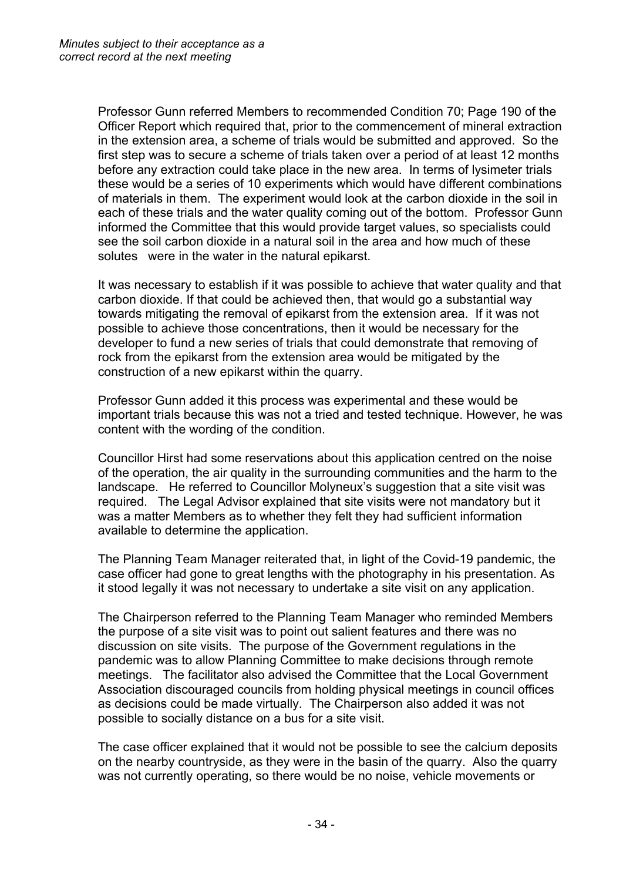*Minutes subject to their acceptance as a correct record at the next meeting*

Professor Gunn referred Members to recommended Condition 70; Page 190 of the Officer Report which required that, prior to the commencement of mineral extraction in the extension area, a scheme of trials would be submitted and approved. So the first step was to secure a scheme of trials taken over a period of at least 12 months before any extraction could take place in the new area. In terms of lysimeter trials these would be a series of 10 experiments which would have different combinations of materials in them. The experiment would look at the carbon dioxide in the soil in each of these trials and the water quality coming out of the bottom. Professor Gunn informed the Committee that this would provide target values, so specialists could see the soil carbon dioxide in a natural soil in the area and how much of these solutes were in the water in the natural epikarst.

It was necessary to establish if it was possible to achieve that water quality and that carbon dioxide. If that could be achieved then, that would go a substantial way towards mitigating the removal of epikarst from the extension area. If it was not possible to achieve those concentrations, then it would be necessary for the developer to fund a new series of trials that could demonstrate that removing of rock from the epikarst from the extension area would be mitigated by the construction of a new epikarst within the quarry.

Professor Gunn added it this process was experimental and these would be important trials because this was not a tried and tested technique. However, he was content with the wording of the condition.

Councillor Hirst had some reservations about this application centred on the noise of the operation, the air quality in the surrounding communities and the harm to the landscape. He referred to Councillor Molyneux's suggestion that a site visit was required. The Legal Advisor explained that site visits were not mandatory but it was a matter Members as to whether they felt they had sufficient information available to determine the application.

The Planning Team Manager reiterated that, in light of the Covid-19 pandemic, the case officer had gone to great lengths with the photography in his presentation. As it stood legally it was not necessary to undertake a site visit on any application.

The Chairperson referred to the Planning Team Manager who reminded Members the purpose of a site visit was to point out salient features and there was no discussion on site visits. The purpose of the Government regulations in the pandemic was to allow Planning Committee to make decisions through remote meetings. The facilitator also advised the Committee that the Local Government Association discouraged councils from holding physical meetings in council offices as decisions could be made virtually. The Chairperson also added it was not possible to socially distance on a bus for a site visit.

The case officer explained that it would not be possible to see the calcium deposits on the nearby countryside, as they were in the basin of the quarry. Also the quarry was not currently operating, so there would be no noise, vehicle movements or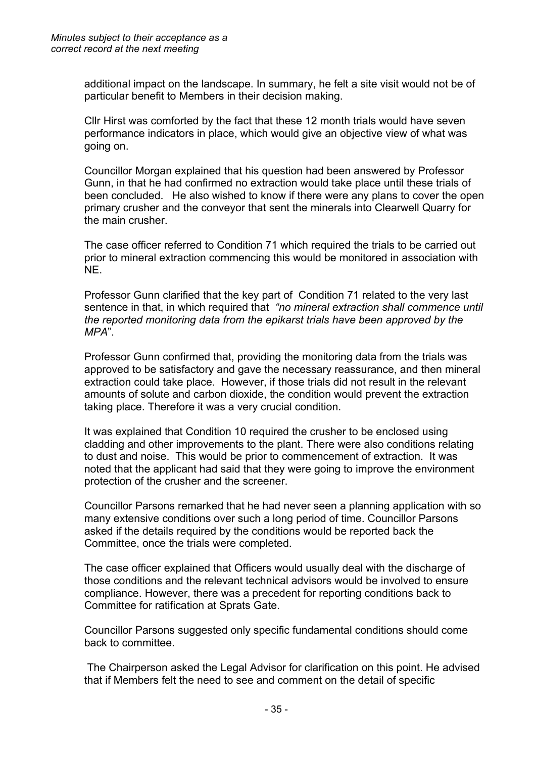additional impact on the landscape. In summary, he felt a site visit would not be of particular benefit to Members in their decision making.

Cllr Hirst was comforted by the fact that these 12 month trials would have seven performance indicators in place, which would give an objective view of what was going on.

Councillor Morgan explained that his question had been answered by Professor Gunn, in that he had confirmed no extraction would take place until these trials of been concluded. He also wished to know if there were any plans to cover the open primary crusher and the conveyor that sent the minerals into Clearwell Quarry for the main crusher.

The case officer referred to Condition 71 which required the trials to be carried out prior to mineral extraction commencing this would be monitored in association with NE.

Professor Gunn clarified that the key part of Condition 71 related to the very last sentence in that, in which required that *"no mineral extraction shall commence until the reported monitoring data from the epikarst trials have been approved by the MPA*".

Professor Gunn confirmed that, providing the monitoring data from the trials was approved to be satisfactory and gave the necessary reassurance, and then mineral extraction could take place. However, if those trials did not result in the relevant amounts of solute and carbon dioxide, the condition would prevent the extraction taking place. Therefore it was a very crucial condition.

It was explained that Condition 10 required the crusher to be enclosed using cladding and other improvements to the plant. There were also conditions relating to dust and noise. This would be prior to commencement of extraction. It was noted that the applicant had said that they were going to improve the environment protection of the crusher and the screener.

Councillor Parsons remarked that he had never seen a planning application with so many extensive conditions over such a long period of time. Councillor Parsons asked if the details required by the conditions would be reported back the Committee, once the trials were completed.

The case officer explained that Officers would usually deal with the discharge of those conditions and the relevant technical advisors would be involved to ensure compliance. However, there was a precedent for reporting conditions back to Committee for ratification at Sprats Gate.

Councillor Parsons suggested only specific fundamental conditions should come back to committee.

The Chairperson asked the Legal Advisor for clarification on this point. He advised that if Members felt the need to see and comment on the detail of specific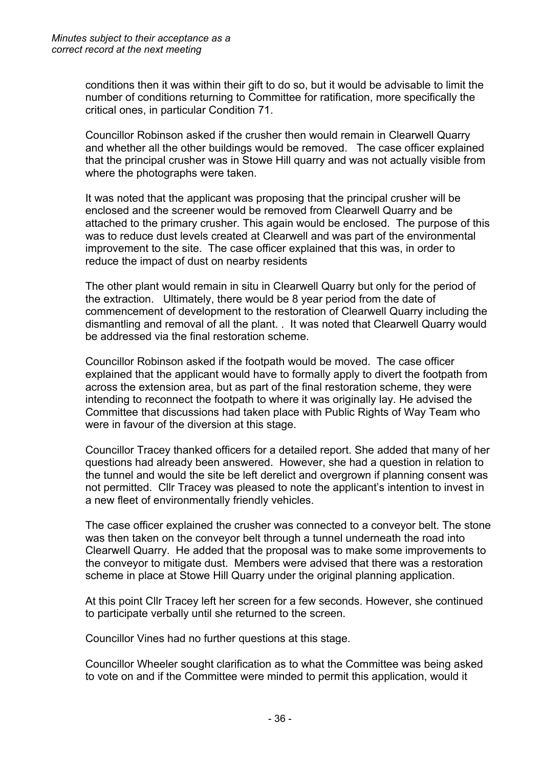conditions then it was within their gift to do so, but it would be advisable to limit the number of conditions returning to Committee for ratification, more specifically the critical ones, in particular Condition 71.

Councillor Robinson asked if the crusher then would remain in Clearwell Quarry and whether all the other buildings would be removed. The case officer explained that the principal crusher was in Stowe Hill quarry and was not actually visible from where the photographs were taken.

It was noted that the applicant was proposing that the principal crusher will be enclosed and the screener would be removed from Clearwell Quarry and be attached to the primary crusher. This again would be enclosed. The purpose of this was to reduce dust levels created at Clearwell and was part of the environmental improvement to the site. The case officer explained that this was, in order to reduce the impact of dust on nearby residents

The other plant would remain in situ in Clearwell Quarry but only for the period of the extraction. Ultimately, there would be 8 year period from the date of commencement of development to the restoration of Clearwell Quarry including the dismantling and removal of all the plant. . It was noted that Clearwell Quarry would be addressed via the final restoration scheme.

Councillor Robinson asked if the footpath would be moved. The case officer explained that the applicant would have to formally apply to divert the footpath from across the extension area, but as part of the final restoration scheme, they were intending to reconnect the footpath to where it was originally lay. He advised the Committee that discussions had taken place with Public Rights of Way Team who were in favour of the diversion at this stage.

Councillor Tracey thanked officers for a detailed report. She added that many of her questions had already been answered. However, she had a question in relation to the tunnel and would the site be left derelict and overgrown if planning consent was not permitted. Cllr Tracey was pleased to note the applicant's intention to invest in a new fleet of environmentally friendly vehicles.

The case officer explained the crusher was connected to a conveyor belt. The stone was then taken on the conveyor belt through a tunnel underneath the road into Clearwell Quarry. He added that the proposal was to make some improvements to the conveyor to mitigate dust. Members were advised that there was a restoration scheme in place at Stowe Hill Quarry under the original planning application.

At this point Cllr Tracey left her screen for a few seconds. However, she continued to participate verbally until she returned to the screen.

Councillor Vines had no further questions at this stage.

Councillor Wheeler sought clarification as to what the Committee was being asked to vote on and if the Committee were minded to permit this application, would it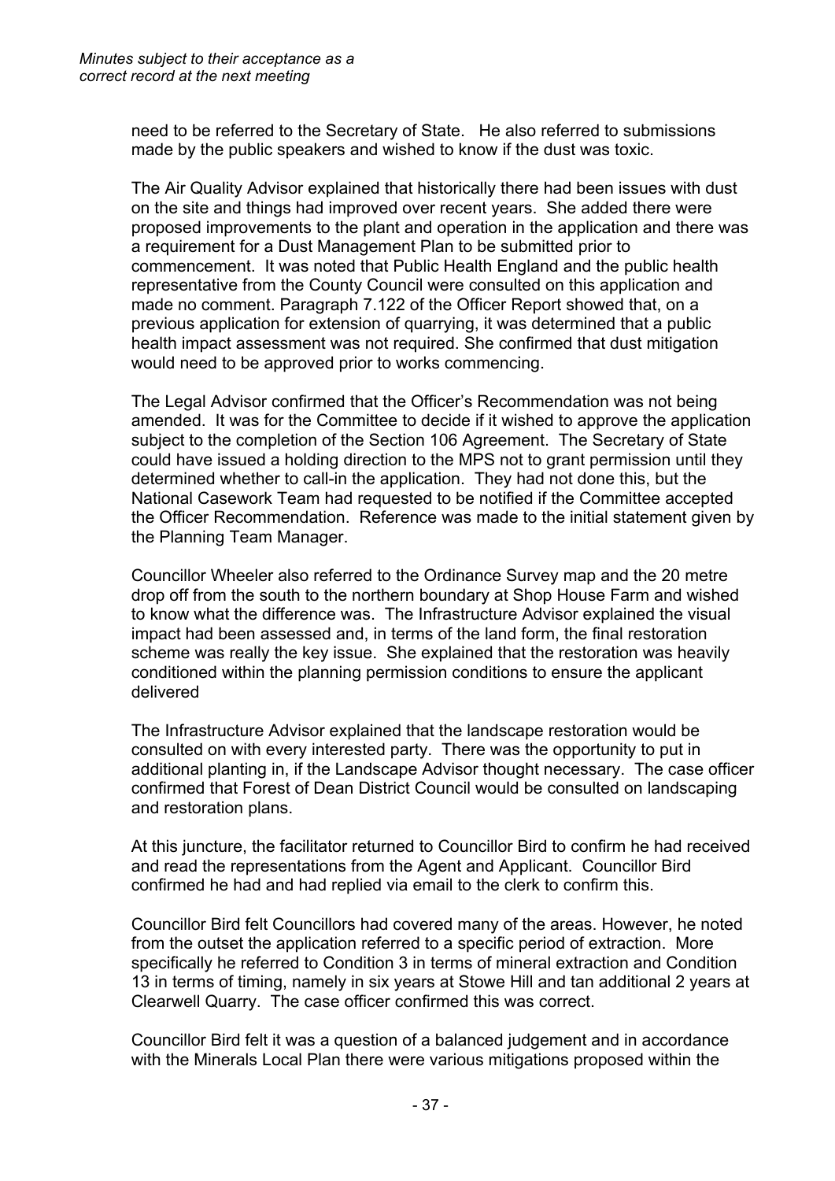need to be referred to the Secretary of State. He also referred to submissions made by the public speakers and wished to know if the dust was toxic.

The Air Quality Advisor explained that historically there had been issues with dust on the site and things had improved over recent years. She added there were proposed improvements to the plant and operation in the application and there was a requirement for a Dust Management Plan to be submitted prior to commencement. It was noted that Public Health England and the public health representative from the County Council were consulted on this application and made no comment. Paragraph 7.122 of the Officer Report showed that, on a previous application for extension of quarrying, it was determined that a public health impact assessment was not required. She confirmed that dust mitigation would need to be approved prior to works commencing.

The Legal Advisor confirmed that the Officer's Recommendation was not being amended. It was for the Committee to decide if it wished to approve the application subject to the completion of the Section 106 Agreement. The Secretary of State could have issued a holding direction to the MPS not to grant permission until they determined whether to call-in the application. They had not done this, but the National Casework Team had requested to be notified if the Committee accepted the Officer Recommendation. Reference was made to the initial statement given by the Planning Team Manager.

Councillor Wheeler also referred to the Ordinance Survey map and the 20 metre drop off from the south to the northern boundary at Shop House Farm and wished to know what the difference was. The Infrastructure Advisor explained the visual impact had been assessed and, in terms of the land form, the final restoration scheme was really the key issue. She explained that the restoration was heavily conditioned within the planning permission conditions to ensure the applicant delivered

The Infrastructure Advisor explained that the landscape restoration would be consulted on with every interested party. There was the opportunity to put in additional planting in, if the Landscape Advisor thought necessary. The case officer confirmed that Forest of Dean District Council would be consulted on landscaping and restoration plans.

At this juncture, the facilitator returned to Councillor Bird to confirm he had received and read the representations from the Agent and Applicant. Councillor Bird confirmed he had and had replied via email to the clerk to confirm this.

Councillor Bird felt Councillors had covered many of the areas. However, he noted from the outset the application referred to a specific period of extraction. More specifically he referred to Condition 3 in terms of mineral extraction and Condition 13 in terms of timing, namely in six years at Stowe Hill and tan additional 2 years at Clearwell Quarry. The case officer confirmed this was correct.

Councillor Bird felt it was a question of a balanced judgement and in accordance with the Minerals Local Plan there were various mitigations proposed within the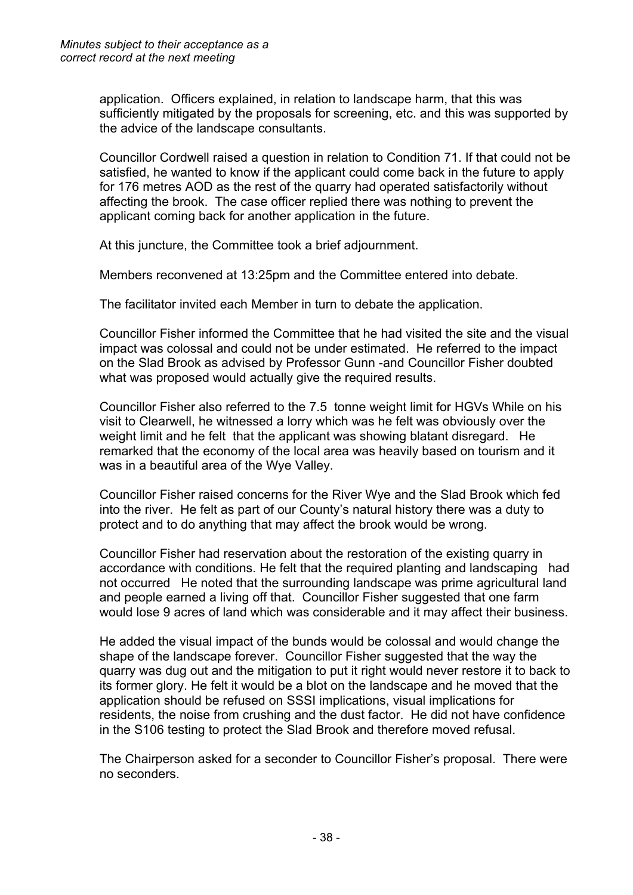application. Officers explained, in relation to landscape harm, that this was sufficiently mitigated by the proposals for screening, etc. and this was supported by the advice of the landscape consultants.

Councillor Cordwell raised a question in relation to Condition 71. If that could not be satisfied, he wanted to know if the applicant could come back in the future to apply for 176 metres AOD as the rest of the quarry had operated satisfactorily without affecting the brook. The case officer replied there was nothing to prevent the applicant coming back for another application in the future.

At this juncture, the Committee took a brief adjournment.

Members reconvened at 13:25pm and the Committee entered into debate.

The facilitator invited each Member in turn to debate the application.

Councillor Fisher informed the Committee that he had visited the site and the visual impact was colossal and could not be under estimated. He referred to the impact on the Slad Brook as advised by Professor Gunn -and Councillor Fisher doubted what was proposed would actually give the required results.

Councillor Fisher also referred to the 7.5 tonne weight limit for HGVs While on his visit to Clearwell, he witnessed a lorry which was he felt was obviously over the weight limit and he felt that the applicant was showing blatant disregard. He remarked that the economy of the local area was heavily based on tourism and it was in a beautiful area of the Wye Valley.

Councillor Fisher raised concerns for the River Wye and the Slad Brook which fed into the river. He felt as part of our County's natural history there was a duty to protect and to do anything that may affect the brook would be wrong.

Councillor Fisher had reservation about the restoration of the existing quarry in accordance with conditions. He felt that the required planting and landscaping had not occurred He noted that the surrounding landscape was prime agricultural land and people earned a living off that. Councillor Fisher suggested that one farm would lose 9 acres of land which was considerable and it may affect their business.

He added the visual impact of the bunds would be colossal and would change the shape of the landscape forever. Councillor Fisher suggested that the way the quarry was dug out and the mitigation to put it right would never restore it to back to its former glory. He felt it would be a blot on the landscape and he moved that the application should be refused on SSSI implications, visual implications for residents, the noise from crushing and the dust factor. He did not have confidence in the S106 testing to protect the Slad Brook and therefore moved refusal.

The Chairperson asked for a seconder to Councillor Fisher's proposal. There were no seconders.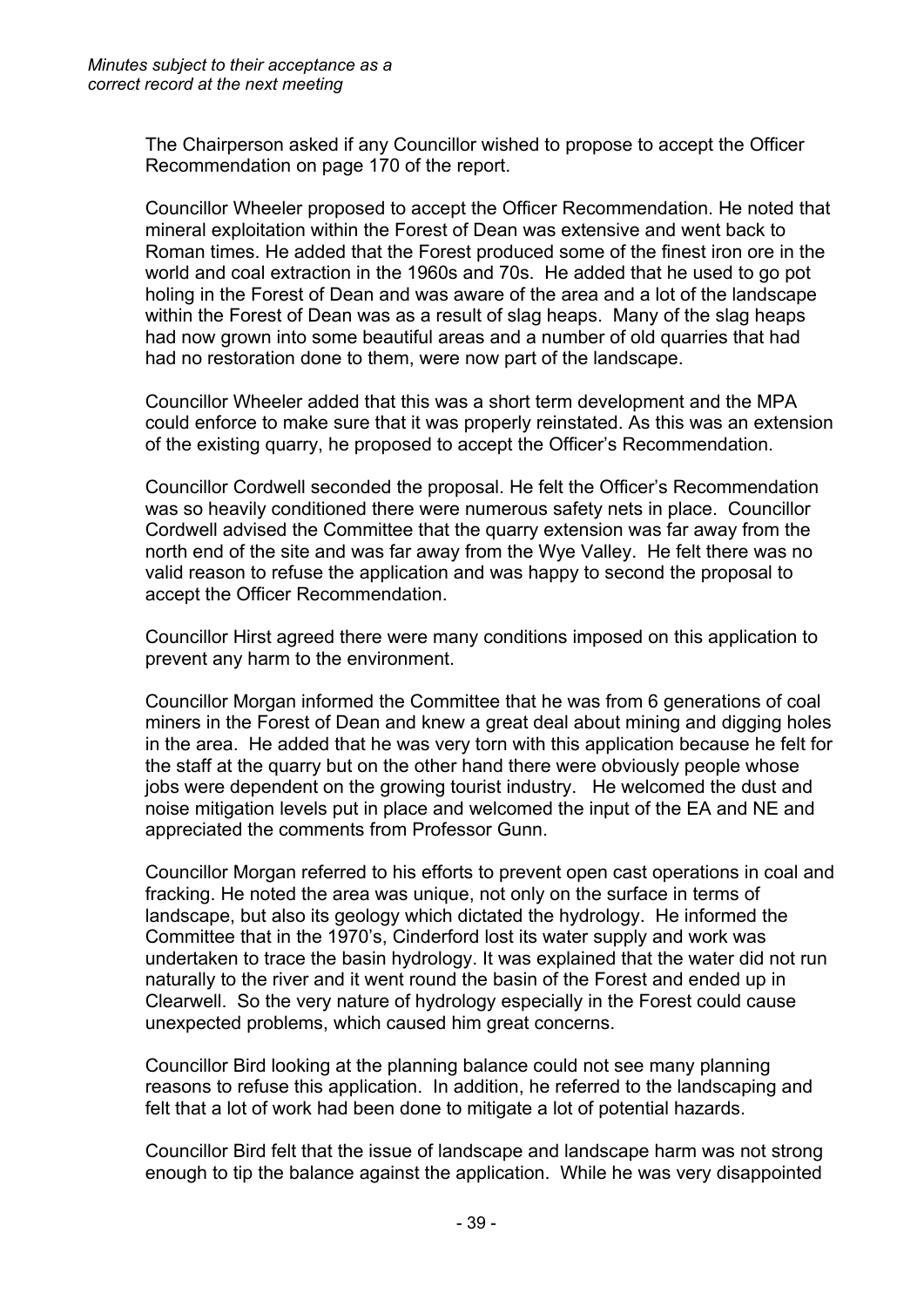The Chairperson asked if any Councillor wished to propose to accept the Officer Recommendation on page 170 of the report.

Councillor Wheeler proposed to accept the Officer Recommendation. He noted that mineral exploitation within the Forest of Dean was extensive and went back to Roman times. He added that the Forest produced some of the finest iron ore in the world and coal extraction in the 1960s and 70s. He added that he used to go pot holing in the Forest of Dean and was aware of the area and a lot of the landscape within the Forest of Dean was as a result of slag heaps. Many of the slag heaps had now grown into some beautiful areas and a number of old quarries that had had no restoration done to them, were now part of the landscape.

Councillor Wheeler added that this was a short term development and the MPA could enforce to make sure that it was properly reinstated. As this was an extension of the existing quarry, he proposed to accept the Officer's Recommendation.

Councillor Cordwell seconded the proposal. He felt the Officer's Recommendation was so heavily conditioned there were numerous safety nets in place. Councillor Cordwell advised the Committee that the quarry extension was far away from the north end of the site and was far away from the Wye Valley. He felt there was no valid reason to refuse the application and was happy to second the proposal to accept the Officer Recommendation.

Councillor Hirst agreed there were many conditions imposed on this application to prevent any harm to the environment.

Councillor Morgan informed the Committee that he was from 6 generations of coal miners in the Forest of Dean and knew a great deal about mining and digging holes in the area. He added that he was very torn with this application because he felt for the staff at the quarry but on the other hand there were obviously people whose jobs were dependent on the growing tourist industry. He welcomed the dust and noise mitigation levels put in place and welcomed the input of the EA and NE and appreciated the comments from Professor Gunn.

Councillor Morgan referred to his efforts to prevent open cast operations in coal and fracking. He noted the area was unique, not only on the surface in terms of landscape, but also its geology which dictated the hydrology. He informed the Committee that in the 1970's, Cinderford lost its water supply and work was undertaken to trace the basin hydrology. It was explained that the water did not run naturally to the river and it went round the basin of the Forest and ended up in Clearwell. So the very nature of hydrology especially in the Forest could cause unexpected problems, which caused him great concerns.

Councillor Bird looking at the planning balance could not see many planning reasons to refuse this application. In addition, he referred to the landscaping and felt that a lot of work had been done to mitigate a lot of potential hazards.

Councillor Bird felt that the issue of landscape and landscape harm was not strong enough to tip the balance against the application. While he was very disappointed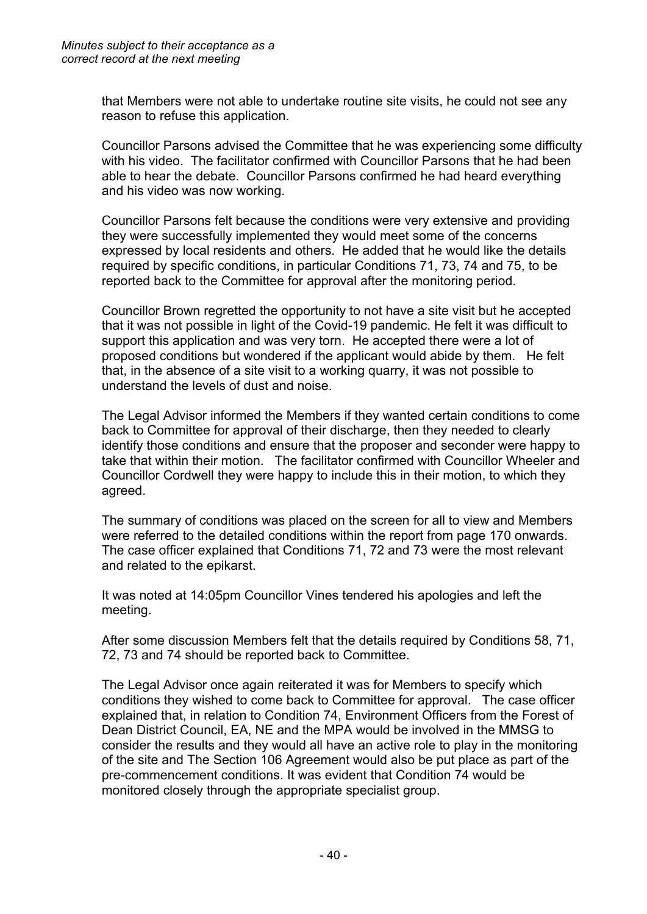that Members were not able to undertake routine site visits, he could not see any reason to refuse this application.

Councillor Parsons advised the Committee that he was experiencing some difficulty with his video. The facilitator confirmed with Councillor Parsons that he had been able to hear the debate. Councillor Parsons confirmed he had heard everything and his video was now working.

Councillor Parsons felt because the conditions were very extensive and providing they were successfully implemented they would meet some of the concerns expressed by local residents and others. He added that he would like the details required by specific conditions, in particular Conditions 71, 73, 74 and 75, to be reported back to the Committee for approval after the monitoring period.

Councillor Brown regretted the opportunity to not have a site visit but he accepted that it was not possible in light of the Covid-19 pandemic. He felt it was difficult to support this application and was very torn. He accepted there were a lot of proposed conditions but wondered if the applicant would abide by them. He felt that, in the absence of a site visit to a working quarry, it was not possible to understand the levels of dust and noise.

The Legal Advisor informed the Members if they wanted certain conditions to come back to Committee for approval of their discharge, then they needed to clearly identify those conditions and ensure that the proposer and seconder were happy to take that within their motion. The facilitator confirmed with Councillor Wheeler and Councillor Cordwell they were happy to include this in their motion, to which they agreed.

The summary of conditions was placed on the screen for all to view and Members were referred to the detailed conditions within the report from page 170 onwards. The case officer explained that Conditions 71, 72 and 73 were the most relevant and related to the epikarst.

It was noted at 14:05pm Councillor Vines tendered his apologies and left the meeting.

After some discussion Members felt that the details required by Conditions 58, 71, 72, 73 and 74 should be reported back to Committee.

The Legal Advisor once again reiterated it was for Members to specify which conditions they wished to come back to Committee for approval. The case officer explained that, in relation to Condition 74, Environment Officers from the Forest of Dean District Council, EA, NE and the MPA would be involved in the MMSG to consider the results and they would all have an active role to play in the monitoring of the site and The Section 106 Agreement would also be put place as part of the pre-commencement conditions. It was evident that Condition 74 would be monitored closely through the appropriate specialist group.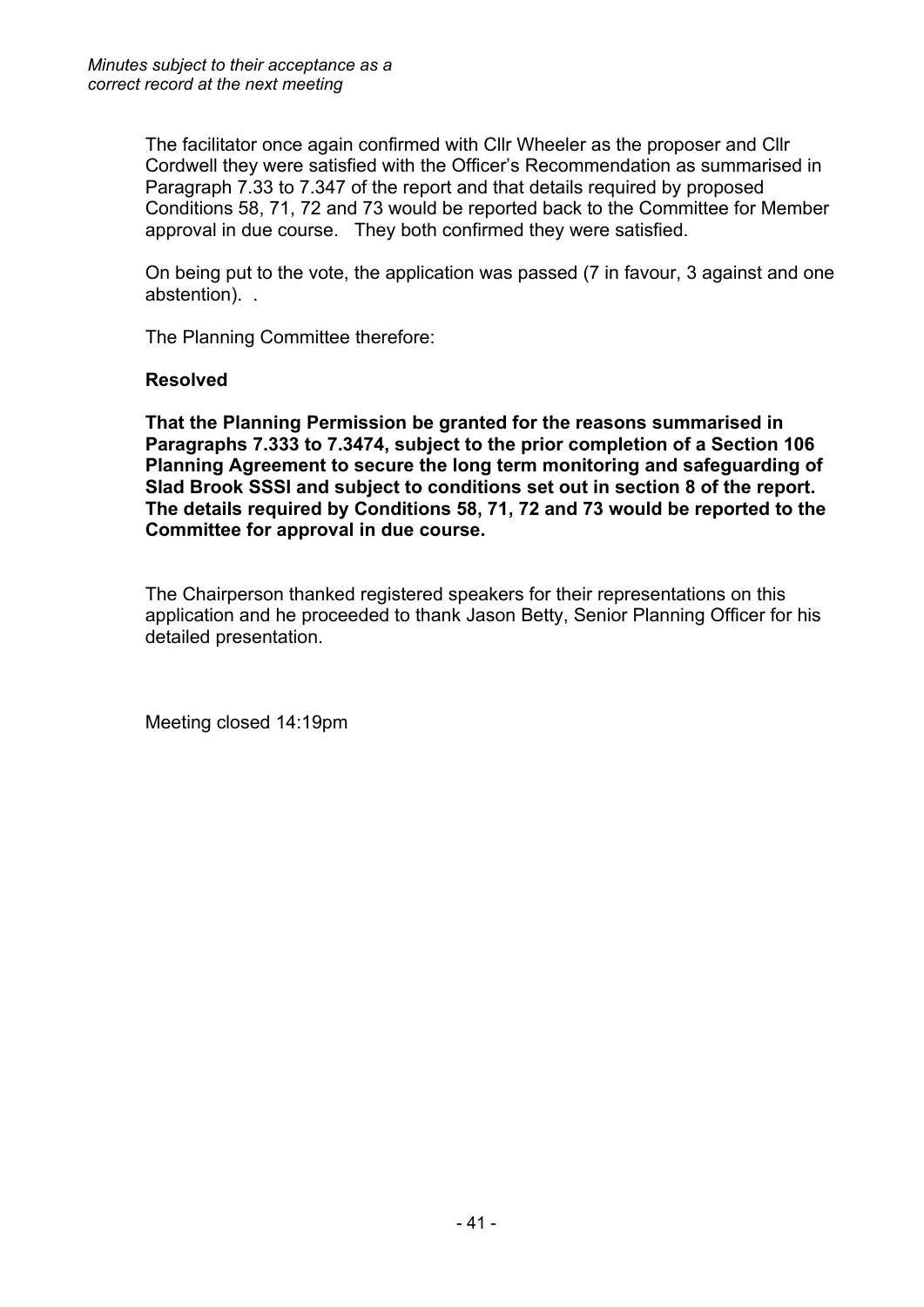*Minutes subject to their acceptance as a correct record at the next meeting*

The facilitator once again confirmed with Cllr Wheeler as the proposer and Cllr Cordwell they were satisfied with the Officer's Recommendation as summarised in Paragraph 7.33 to 7.347 of the report and that details required by proposed Conditions 58, 71, 72 and 73 would be reported back to the Committee for Member approval in due course. They both confirmed they were satisfied.

On being put to the vote, the application was passed (7 in favour, 3 against and one abstention). .

The Planning Committee therefore:

**Resolved**

**That the Planning Permission be granted for the reasons summarised in Paragraphs 7.333 to 7.3474, subject to the prior completion of a Section 106 Planning Agreement to secure the long term monitoring and safeguarding of Slad Brook SSSI and subject to conditions set out in section 8 of the report. The details required by Conditions 58, 71, 72 and 73 would be reported to the Committee for approval in due course.**

The Chairperson thanked registered speakers for their representations on this application and he proceeded to thank Jason Betty, Senior Planning Officer for his detailed presentation.

Meeting closed 14:19pm